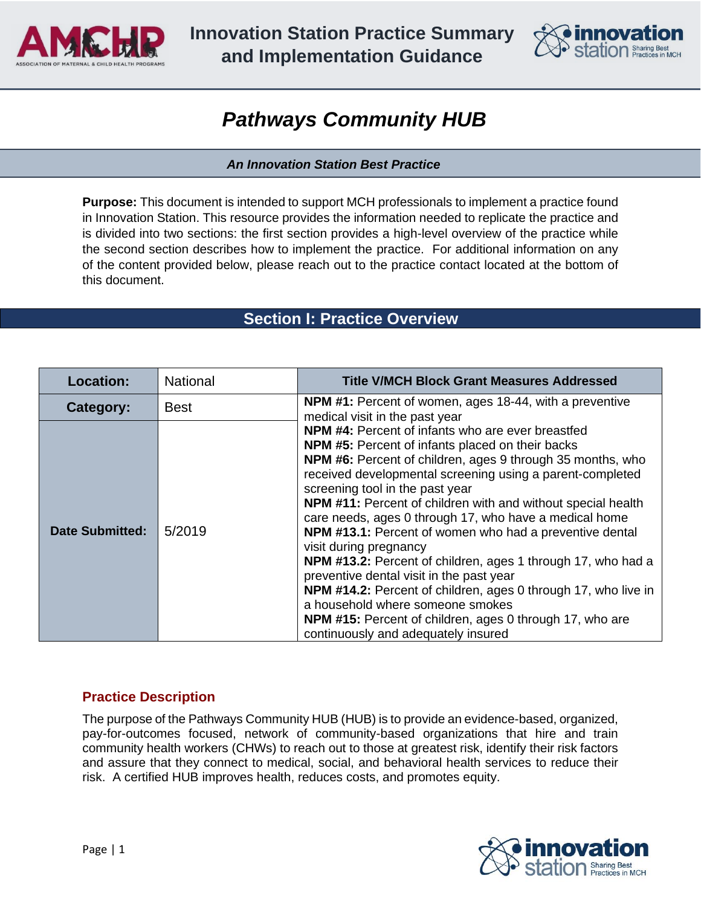# Innovation Station Practice Summary and Implementation Guidance

# *Pathways Community HUB*

***An Innovation Station Best Practice***

**Purpose:** This document is intended to support MCH professionals to implement a practice found in Innovation Station. This resource provides the information needed to replicate the practice and is divided into two sections: the first section provides a high-level overview of the practice while the second section describes how to implement the practice. For additional information on any of the content provided below, please reach out to the practice contact located at the bottom of this document.

## Section I: Practice Overview

| Location: | National | Title V/MCH Block Grant Measures Addressed |
|---|---|---|
| Category: | Best | **NPM #1:** Percent of women, ages 18-44, with a preventive medical visit in the past year<br>**NPM #4:** Percent of infants who are ever breastfed<br>**NPM #5:** Percent of infants placed on their backs<br>**NPM #6:** Percent of children, ages 9 through 35 months, who received developmental screening using a parent-completed screening tool in the past year<br>**NPM #11:** Percent of children with and without special health care needs, ages 0 through 17, who have a medical home<br>**NPM #13.1:** Percent of women who had a preventive dental visit during pregnancy<br>**NPM #13.2:** Percent of children, ages 1 through 17, who had a preventive dental visit in the past year<br>**NPM #14.2:** Percent of children, ages 0 through 17, who live in a household where someone smokes<br>**NPM #15:** Percent of children, ages 0 through 17, who are continuously and adequately insured |
| Date Submitted: | 5/2019 | |

### Practice Description

The purpose of the Pathways Community HUB (HUB) is to provide an evidence-based, organized, pay-for-outcomes focused, network of community-based organizations that hire and train community health workers (CHWs) to reach out to those at greatest risk, identify their risk factors and assure that they connect to medical, social, and behavioral health services to reduce their risk. A certified HUB improves health, reduces costs, and promotes equity.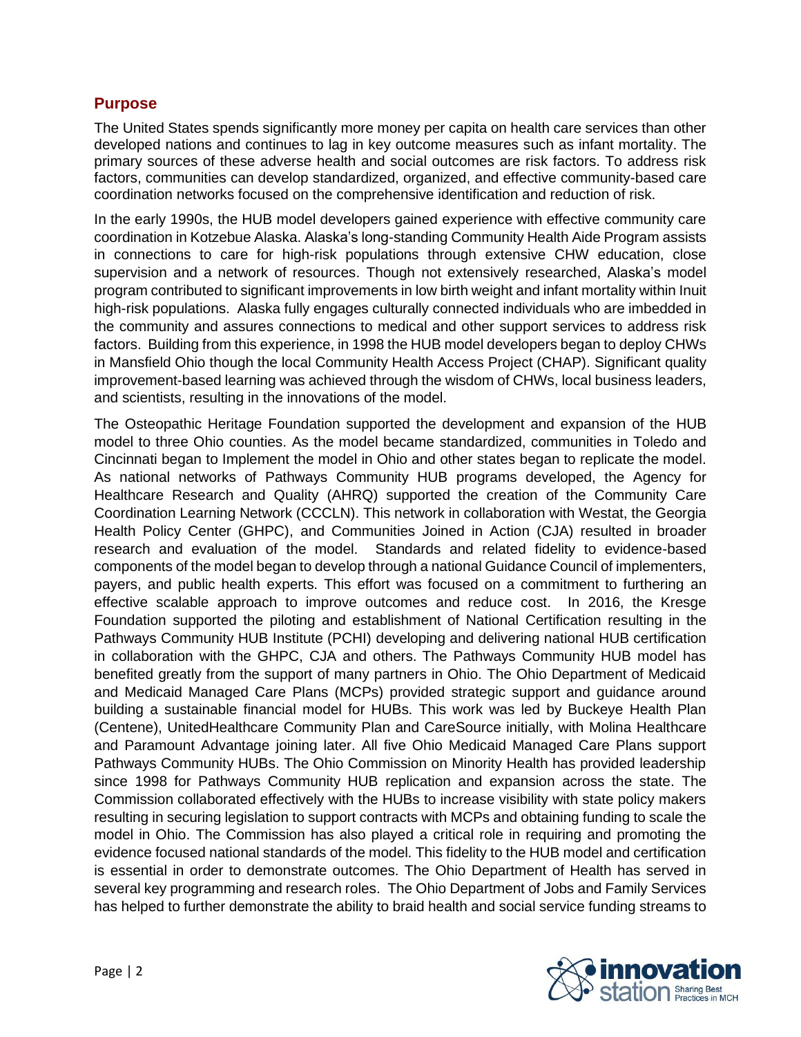## Purpose

The United States spends significantly more money per capita on health care services than other developed nations and continues to lag in key outcome measures such as infant mortality. The primary sources of these adverse health and social outcomes are risk factors. To address risk factors, communities can develop standardized, organized, and effective community-based care coordination networks focused on the comprehensive identification and reduction of risk.

In the early 1990s, the HUB model developers gained experience with effective community care coordination in Kotzebue Alaska. Alaska's long-standing Community Health Aide Program assists in connections to care for high-risk populations through extensive CHW education, close supervision and a network of resources. Though not extensively researched, Alaska's model program contributed to significant improvements in low birth weight and infant mortality within Inuit high-risk populations. Alaska fully engages culturally connected individuals who are imbedded in the community and assures connections to medical and other support services to address risk factors. Building from this experience, in 1998 the HUB model developers began to deploy CHWs in Mansfield Ohio though the local Community Health Access Project (CHAP). Significant quality improvement-based learning was achieved through the wisdom of CHWs, local business leaders, and scientists, resulting in the innovations of the model.

The Osteopathic Heritage Foundation supported the development and expansion of the HUB model to three Ohio counties. As the model became standardized, communities in Toledo and Cincinnati began to Implement the model in Ohio and other states began to replicate the model. As national networks of Pathways Community HUB programs developed, the Agency for Healthcare Research and Quality (AHRQ) supported the creation of the Community Care Coordination Learning Network (CCCLN). This network in collaboration with Westat, the Georgia Health Policy Center (GHPC), and Communities Joined in Action (CJA) resulted in broader research and evaluation of the model. Standards and related fidelity to evidence-based components of the model began to develop through a national Guidance Council of implementers, payers, and public health experts. This effort was focused on a commitment to furthering an effective scalable approach to improve outcomes and reduce cost. In 2016, the Kresge Foundation supported the piloting and establishment of National Certification resulting in the Pathways Community HUB Institute (PCHI) developing and delivering national HUB certification in collaboration with the GHPC, CJA and others. The Pathways Community HUB model has benefited greatly from the support of many partners in Ohio. The Ohio Department of Medicaid and Medicaid Managed Care Plans (MCPs) provided strategic support and guidance around building a sustainable financial model for HUBs. This work was led by Buckeye Health Plan (Centene), UnitedHealthcare Community Plan and CareSource initially, with Molina Healthcare and Paramount Advantage joining later. All five Ohio Medicaid Managed Care Plans support Pathways Community HUBs. The Ohio Commission on Minority Health has provided leadership since 1998 for Pathways Community HUB replication and expansion across the state. The Commission collaborated effectively with the HUBs to increase visibility with state policy makers resulting in securing legislation to support contracts with MCPs and obtaining funding to scale the model in Ohio. The Commission has also played a critical role in requiring and promoting the evidence focused national standards of the model. This fidelity to the HUB model and certification is essential in order to demonstrate outcomes. The Ohio Department of Health has served in several key programming and research roles. The Ohio Department of Jobs and Family Services has helped to further demonstrate the ability to braid health and social service funding streams to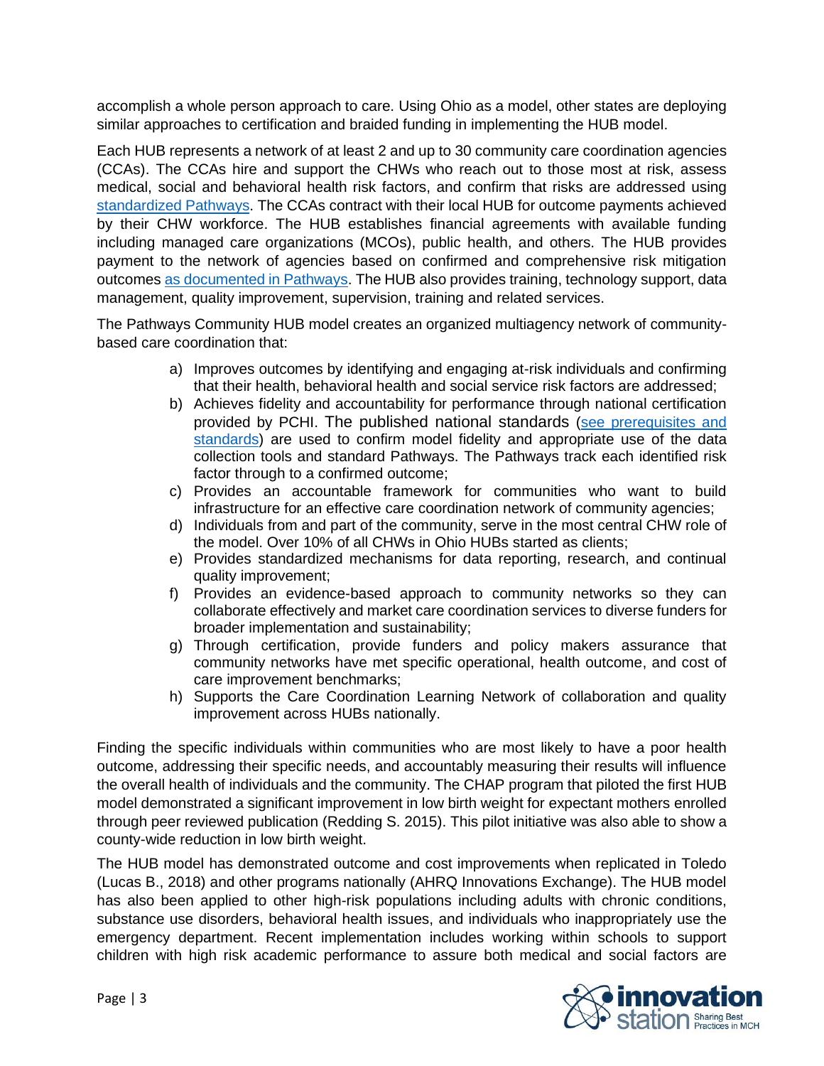accomplish a whole person approach to care. Using Ohio as a model, other states are deploying similar approaches to certification and braided funding in implementing the HUB model.

Each HUB represents a network of at least 2 and up to 30 community care coordination agencies (CCAs). The CCAs hire and support the CHWs who reach out to those most at risk, assess medical, social and behavioral health risk factors, and confirm that risks are addressed using standardized Pathways. The CCAs contract with their local HUB for outcome payments achieved by their CHW workforce. The HUB establishes financial agreements with available funding including managed care organizations (MCOs), public health, and others. The HUB provides payment to the network of agencies based on confirmed and comprehensive risk mitigation outcomes as documented in Pathways. The HUB also provides training, technology support, data management, quality improvement, supervision, training and related services.

The Pathways Community HUB model creates an organized multiagency network of community-based care coordination that:

a) Improves outcomes by identifying and engaging at-risk individuals and confirming that their health, behavioral health and social service risk factors are addressed;
b) Achieves fidelity and accountability for performance through national certification provided by PCHI. The published national standards (see prerequisites and standards) are used to confirm model fidelity and appropriate use of the data collection tools and standard Pathways. The Pathways track each identified risk factor through to a confirmed outcome;
c) Provides an accountable framework for communities who want to build infrastructure for an effective care coordination network of community agencies;
d) Individuals from and part of the community, serve in the most central CHW role of the model. Over 10% of all CHWs in Ohio HUBs started as clients;
e) Provides standardized mechanisms for data reporting, research, and continual quality improvement;
f) Provides an evidence-based approach to community networks so they can collaborate effectively and market care coordination services to diverse funders for broader implementation and sustainability;
g) Through certification, provide funders and policy makers assurance that community networks have met specific operational, health outcome, and cost of care improvement benchmarks;
h) Supports the Care Coordination Learning Network of collaboration and quality improvement across HUBs nationally.

Finding the specific individuals within communities who are most likely to have a poor health outcome, addressing their specific needs, and accountably measuring their results will influence the overall health of individuals and the community. The CHAP program that piloted the first HUB model demonstrated a significant improvement in low birth weight for expectant mothers enrolled through peer reviewed publication (Redding S. 2015). This pilot initiative was also able to show a county-wide reduction in low birth weight.

The HUB model has demonstrated outcome and cost improvements when replicated in Toledo (Lucas B., 2018) and other programs nationally (AHRQ Innovations Exchange). The HUB model has also been applied to other high-risk populations including adults with chronic conditions, substance use disorders, behavioral health issues, and individuals who inappropriately use the emergency department. Recent implementation includes working within schools to support children with high risk academic performance to assure both medical and social factors are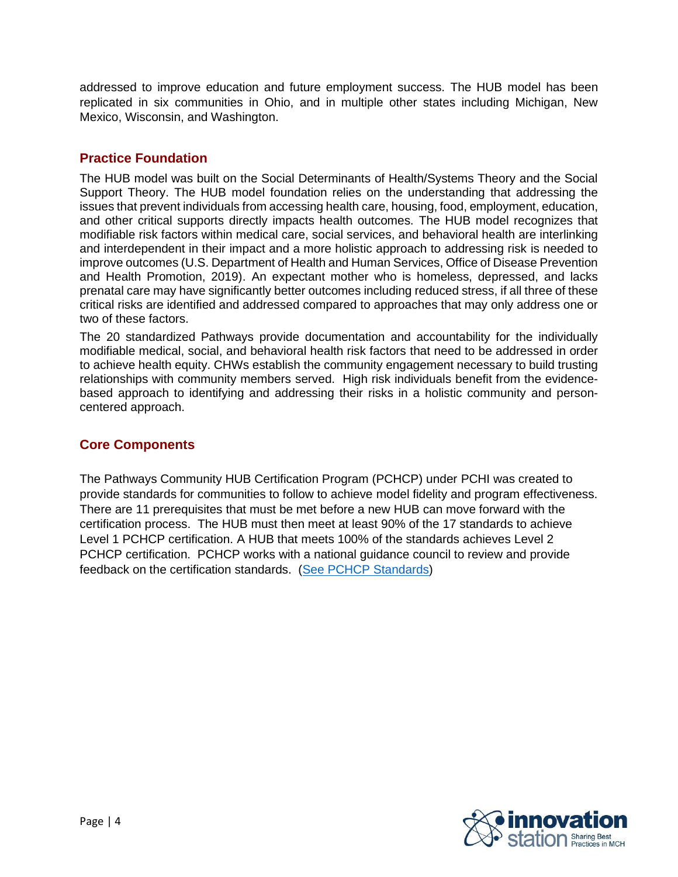addressed to improve education and future employment success. The HUB model has been replicated in six communities in Ohio, and in multiple other states including Michigan, New Mexico, Wisconsin, and Washington.

## Practice Foundation

The HUB model was built on the Social Determinants of Health/Systems Theory and the Social Support Theory. The HUB model foundation relies on the understanding that addressing the issues that prevent individuals from accessing health care, housing, food, employment, education, and other critical supports directly impacts health outcomes. The HUB model recognizes that modifiable risk factors within medical care, social services, and behavioral health are interlinking and interdependent in their impact and a more holistic approach to addressing risk is needed to improve outcomes (U.S. Department of Health and Human Services, Office of Disease Prevention and Health Promotion, 2019). An expectant mother who is homeless, depressed, and lacks prenatal care may have significantly better outcomes including reduced stress, if all three of these critical risks are identified and addressed compared to approaches that may only address one or two of these factors.

The 20 standardized Pathways provide documentation and accountability for the individually modifiable medical, social, and behavioral health risk factors that need to be addressed in order to achieve health equity. CHWs establish the community engagement necessary to build trusting relationships with community members served. High risk individuals benefit from the evidence-based approach to identifying and addressing their risks in a holistic community and person-centered approach.

## Core Components

The Pathways Community HUB Certification Program (PCHCP) under PCHI was created to provide standards for communities to follow to achieve model fidelity and program effectiveness. There are 11 prerequisites that must be met before a new HUB can move forward with the certification process. The HUB must then meet at least 90% of the 17 standards to achieve Level 1 PCHCP certification. A HUB that meets 100% of the standards achieves Level 2 PCHCP certification. PCHCP works with a national guidance council to review and provide feedback on the certification standards. (See PCHCP Standards)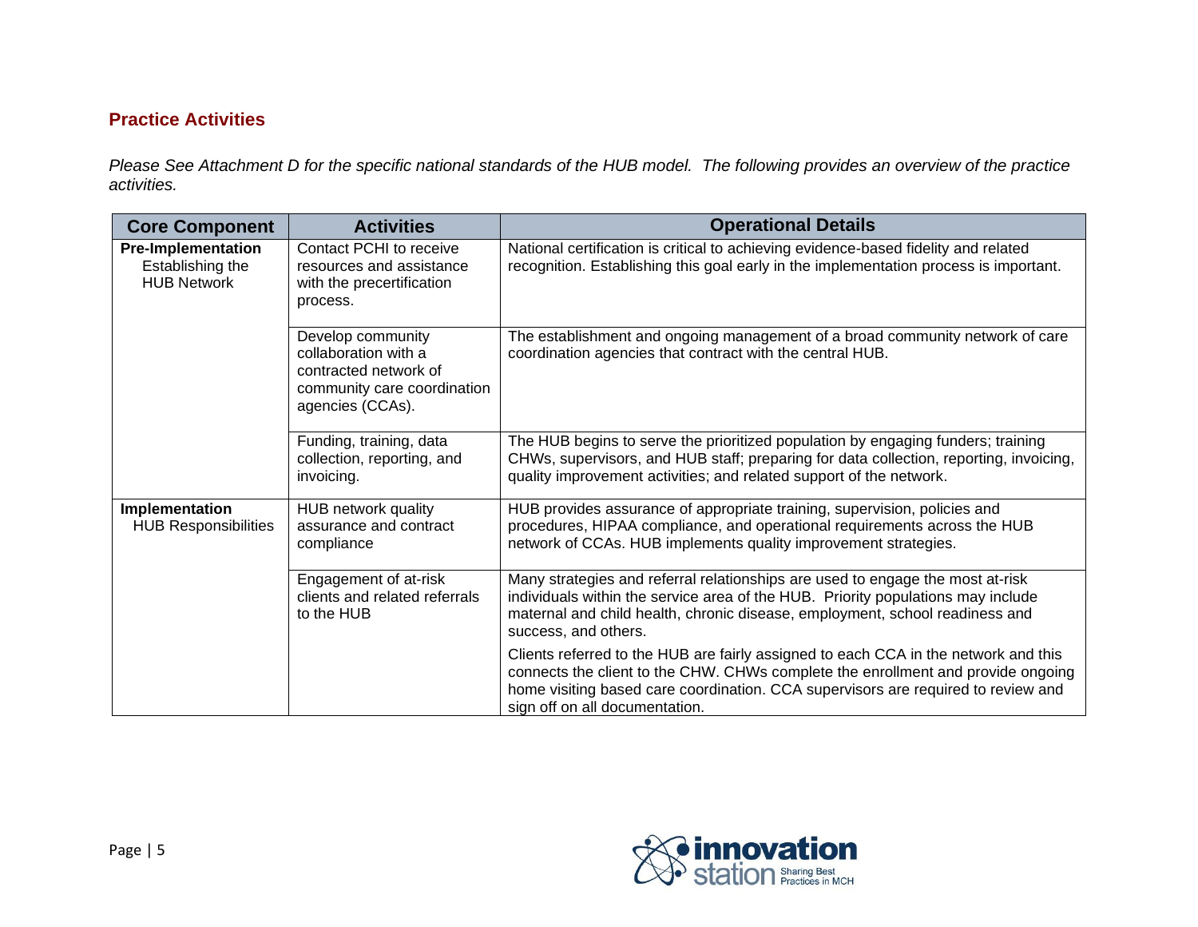## Practice Activities

*Please See Attachment D for the specific national standards of the HUB model. The following provides an overview of the practice activities.*

| Core Component | Activities | Operational Details |
|---|---|---|
| **Pre-Implementation** Establishing the HUB Network | Contact PCHI to receive resources and assistance with the precertification process. | National certification is critical to achieving evidence-based fidelity and related recognition. Establishing this goal early in the implementation process is important. |
| | Develop community collaboration with a contracted network of community care coordination agencies (CCAs). | The establishment and ongoing management of a broad community network of care coordination agencies that contract with the central HUB. |
| | Funding, training, data collection, reporting, and invoicing. | The HUB begins to serve the prioritized population by engaging funders; training CHWs, supervisors, and HUB staff; preparing for data collection, reporting, invoicing, quality improvement activities; and related support of the network. |
| **Implementation** HUB Responsibilities | HUB network quality assurance and contract compliance | HUB provides assurance of appropriate training, supervision, policies and procedures, HIPAA compliance, and operational requirements across the HUB network of CCAs. HUB implements quality improvement strategies. |
| | Engagement of at-risk clients and related referrals to the HUB | Many strategies and referral relationships are used to engage the most at-risk individuals within the service area of the HUB. Priority populations may include maternal and child health, chronic disease, employment, school readiness and success, and others.<br><br>Clients referred to the HUB are fairly assigned to each CCA in the network and this connects the client to the CHW. CHWs complete the enrollment and provide ongoing home visiting based care coordination. CCA supervisors are required to review and sign off on all documentation. |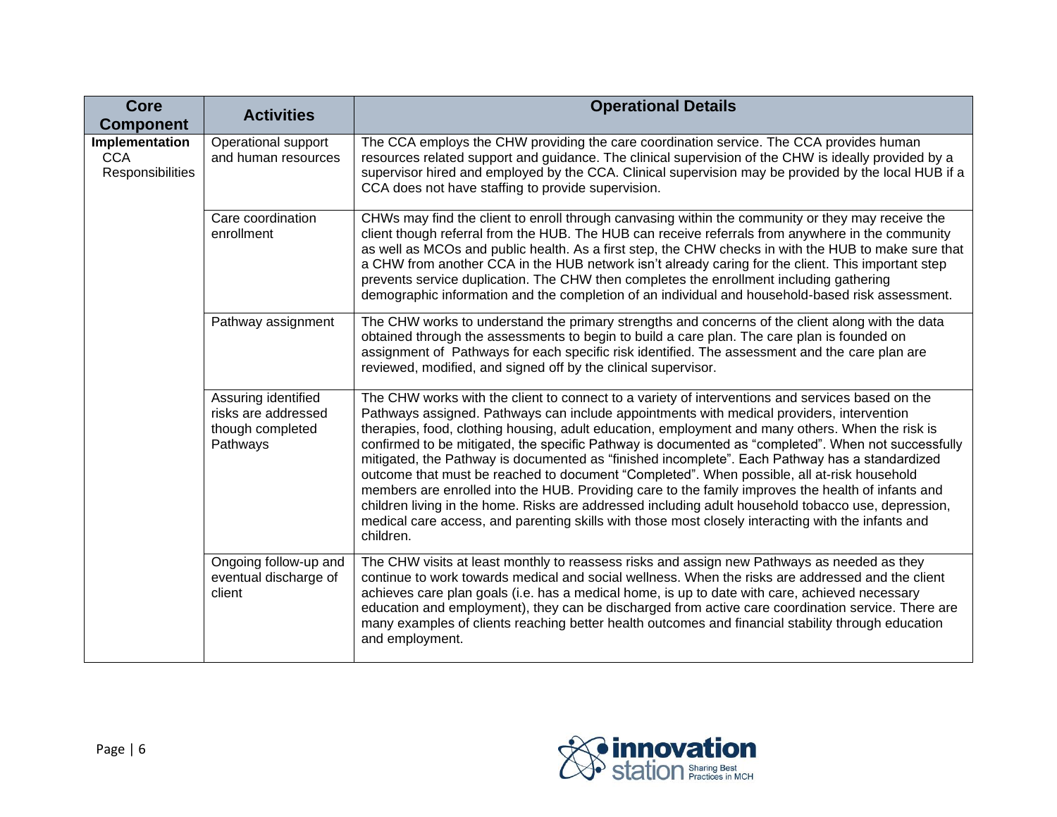| Core Component | Activities | Operational Details |
|---|---|---|
| **Implementation** CCA Responsibilities | Operational support and human resources | The CCA employs the CHW providing the care coordination service. The CCA provides human resources related support and guidance. The clinical supervision of the CHW is ideally provided by a supervisor hired and employed by the CCA. Clinical supervision may be provided by the local HUB if a CCA does not have staffing to provide supervision. |
| | Care coordination enrollment | CHWs may find the client to enroll through canvasing within the community or they may receive the client though referral from the HUB. The HUB can receive referrals from anywhere in the community as well as MCOs and public health. As a first step, the CHW checks in with the HUB to make sure that a CHW from another CCA in the HUB network isn't already caring for the client. This important step prevents service duplication. The CHW then completes the enrollment including gathering demographic information and the completion of an individual and household-based risk assessment. |
| | Pathway assignment | The CHW works to understand the primary strengths and concerns of the client along with the data obtained through the assessments to begin to build a care plan. The care plan is founded on assignment of Pathways for each specific risk identified. The assessment and the care plan are reviewed, modified, and signed off by the clinical supervisor. |
| | Assuring identified risks are addressed though completed Pathways | The CHW works with the client to connect to a variety of interventions and services based on the Pathways assigned. Pathways can include appointments with medical providers, intervention therapies, food, clothing housing, adult education, employment and many others. When the risk is confirmed to be mitigated, the specific Pathway is documented as "completed". When not successfully mitigated, the Pathway is documented as "finished incomplete". Each Pathway has a standardized outcome that must be reached to document "Completed". When possible, all at-risk household members are enrolled into the HUB. Providing care to the family improves the health of infants and children living in the home. Risks are addressed including adult household tobacco use, depression, medical care access, and parenting skills with those most closely interacting with the infants and children. |
| | Ongoing follow-up and eventual discharge of client | The CHW visits at least monthly to reassess risks and assign new Pathways as needed as they continue to work towards medical and social wellness. When the risks are addressed and the client achieves care plan goals (i.e. has a medical home, is up to date with care, achieved necessary education and employment), they can be discharged from active care coordination service. There are many examples of clients reaching better health outcomes and financial stability through education and employment. |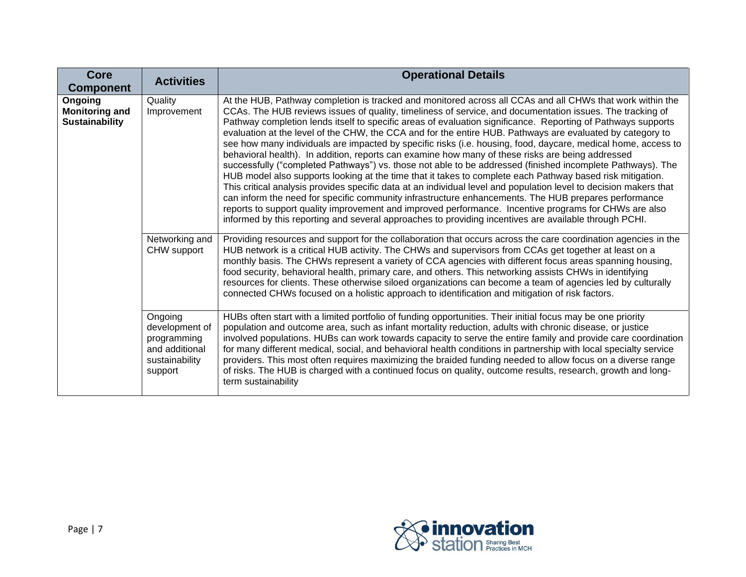| Core Component | Activities | Operational Details |
|---|---|---|
| **Ongoing Monitoring and Sustainability** | Quality Improvement | At the HUB, Pathway completion is tracked and monitored across all CCAs and all CHWs that work within the CCAs. The HUB reviews issues of quality, timeliness of service, and documentation issues. The tracking of Pathway completion lends itself to specific areas of evaluation significance. Reporting of Pathways supports evaluation at the level of the CHW, the CCA and for the entire HUB. Pathways are evaluated by category to see how many individuals are impacted by specific risks (i.e. housing, food, daycare, medical home, access to behavioral health). In addition, reports can examine how many of these risks are being addressed successfully ("completed Pathways") vs. those not able to be addressed (finished incomplete Pathways). The HUB model also supports looking at the time that it takes to complete each Pathway based risk mitigation. This critical analysis provides specific data at an individual level and population level to decision makers that can inform the need for specific community infrastructure enhancements. The HUB prepares performance reports to support quality improvement and improved performance. Incentive programs for CHWs are also informed by this reporting and several approaches to providing incentives are available through PCHI. |
| | Networking and CHW support | Providing resources and support for the collaboration that occurs across the care coordination agencies in the HUB network is a critical HUB activity. The CHWs and supervisors from CCAs get together at least on a monthly basis. The CHWs represent a variety of CCA agencies with different focus areas spanning housing, food security, behavioral health, primary care, and others. This networking assists CHWs in identifying resources for clients. These otherwise siloed organizations can become a team of agencies led by culturally connected CHWs focused on a holistic approach to identification and mitigation of risk factors. |
| | Ongoing development of programming and additional sustainability support | HUBs often start with a limited portfolio of funding opportunities. Their initial focus may be one priority population and outcome area, such as infant mortality reduction, adults with chronic disease, or justice involved populations. HUBs can work towards capacity to serve the entire family and provide care coordination for many different medical, social, and behavioral health conditions in partnership with local specialty service providers. This most often requires maximizing the braided funding needed to allow focus on a diverse range of risks. The HUB is charged with a continued focus on quality, outcome results, research, growth and long-term sustainability |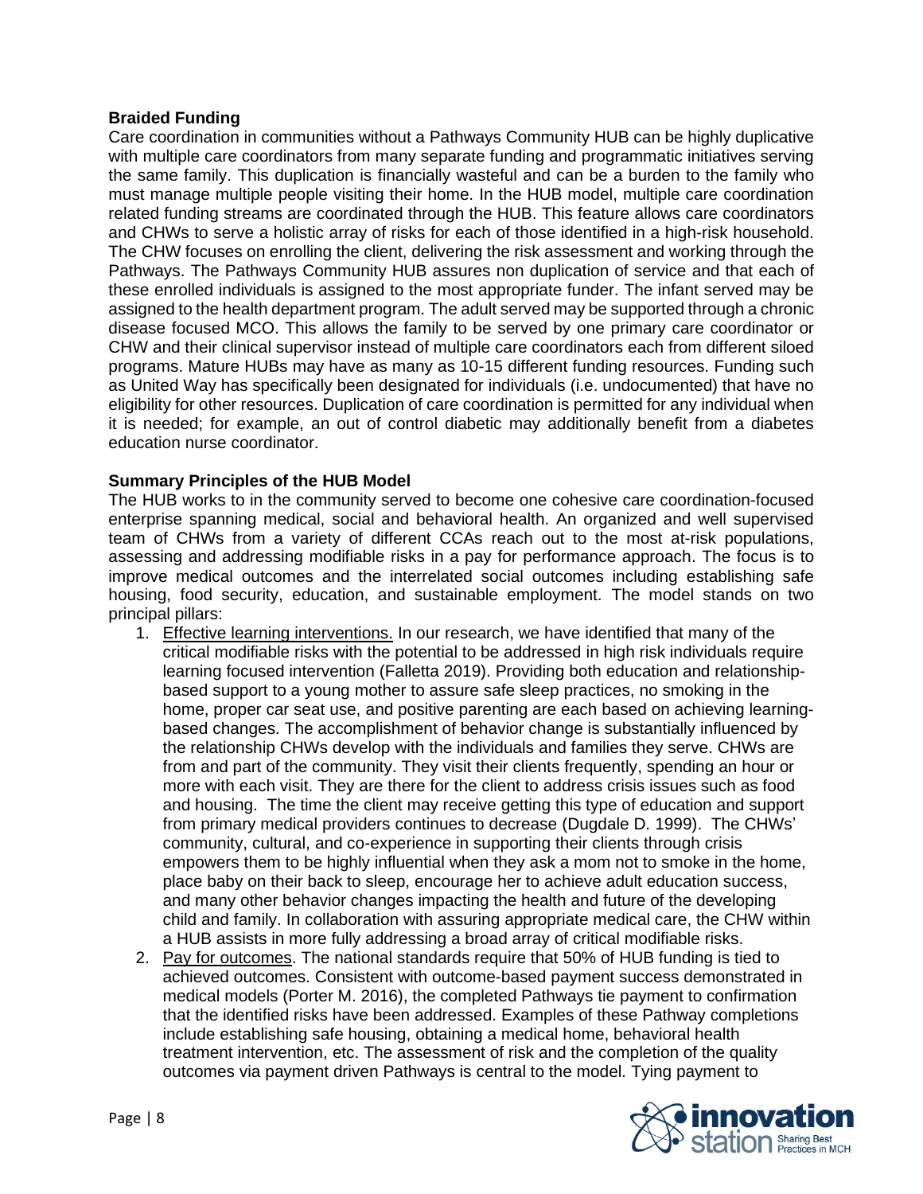**Braided Funding**

Care coordination in communities without a Pathways Community HUB can be highly duplicative with multiple care coordinators from many separate funding and programmatic initiatives serving the same family. This duplication is financially wasteful and can be a burden to the family who must manage multiple people visiting their home. In the HUB model, multiple care coordination related funding streams are coordinated through the HUB. This feature allows care coordinators and CHWs to serve a holistic array of risks for each of those identified in a high-risk household. The CHW focuses on enrolling the client, delivering the risk assessment and working through the Pathways. The Pathways Community HUB assures non duplication of service and that each of these enrolled individuals is assigned to the most appropriate funder. The infant served may be assigned to the health department program. The adult served may be supported through a chronic disease focused MCO. This allows the family to be served by one primary care coordinator or CHW and their clinical supervisor instead of multiple care coordinators each from different siloed programs. Mature HUBs may have as many as 10-15 different funding resources. Funding such as United Way has specifically been designated for individuals (i.e. undocumented) that have no eligibility for other resources. Duplication of care coordination is permitted for any individual when it is needed; for example, an out of control diabetic may additionally benefit from a diabetes education nurse coordinator.

**Summary Principles of the HUB Model**

The HUB works to in the community served to become one cohesive care coordination-focused enterprise spanning medical, social and behavioral health. An organized and well supervised team of CHWs from a variety of different CCAs reach out to the most at-risk populations, assessing and addressing modifiable risks in a pay for performance approach. The focus is to improve medical outcomes and the interrelated social outcomes including establishing safe housing, food security, education, and sustainable employment. The model stands on two principal pillars:

1. Effective learning interventions. In our research, we have identified that many of the critical modifiable risks with the potential to be addressed in high risk individuals require learning focused intervention (Falletta 2019). Providing both education and relationship-based support to a young mother to assure safe sleep practices, no smoking in the home, proper car seat use, and positive parenting are each based on achieving learning-based changes. The accomplishment of behavior change is substantially influenced by the relationship CHWs develop with the individuals and families they serve. CHWs are from and part of the community. They visit their clients frequently, spending an hour or more with each visit. They are there for the client to address crisis issues such as food and housing. The time the client may receive getting this type of education and support from primary medical providers continues to decrease (Dugdale D. 1999). The CHWs' community, cultural, and co-experience in supporting their clients through crisis empowers them to be highly influential when they ask a mom not to smoke in the home, place baby on their back to sleep, encourage her to achieve adult education success, and many other behavior changes impacting the health and future of the developing child and family. In collaboration with assuring appropriate medical care, the CHW within a HUB assists in more fully addressing a broad array of critical modifiable risks.
2. Pay for outcomes. The national standards require that 50% of HUB funding is tied to achieved outcomes. Consistent with outcome-based payment success demonstrated in medical models (Porter M. 2016), the completed Pathways tie payment to confirmation that the identified risks have been addressed. Examples of these Pathway completions include establishing safe housing, obtaining a medical home, behavioral health treatment intervention, etc. The assessment of risk and the completion of the quality outcomes via payment driven Pathways is central to the model. Tying payment to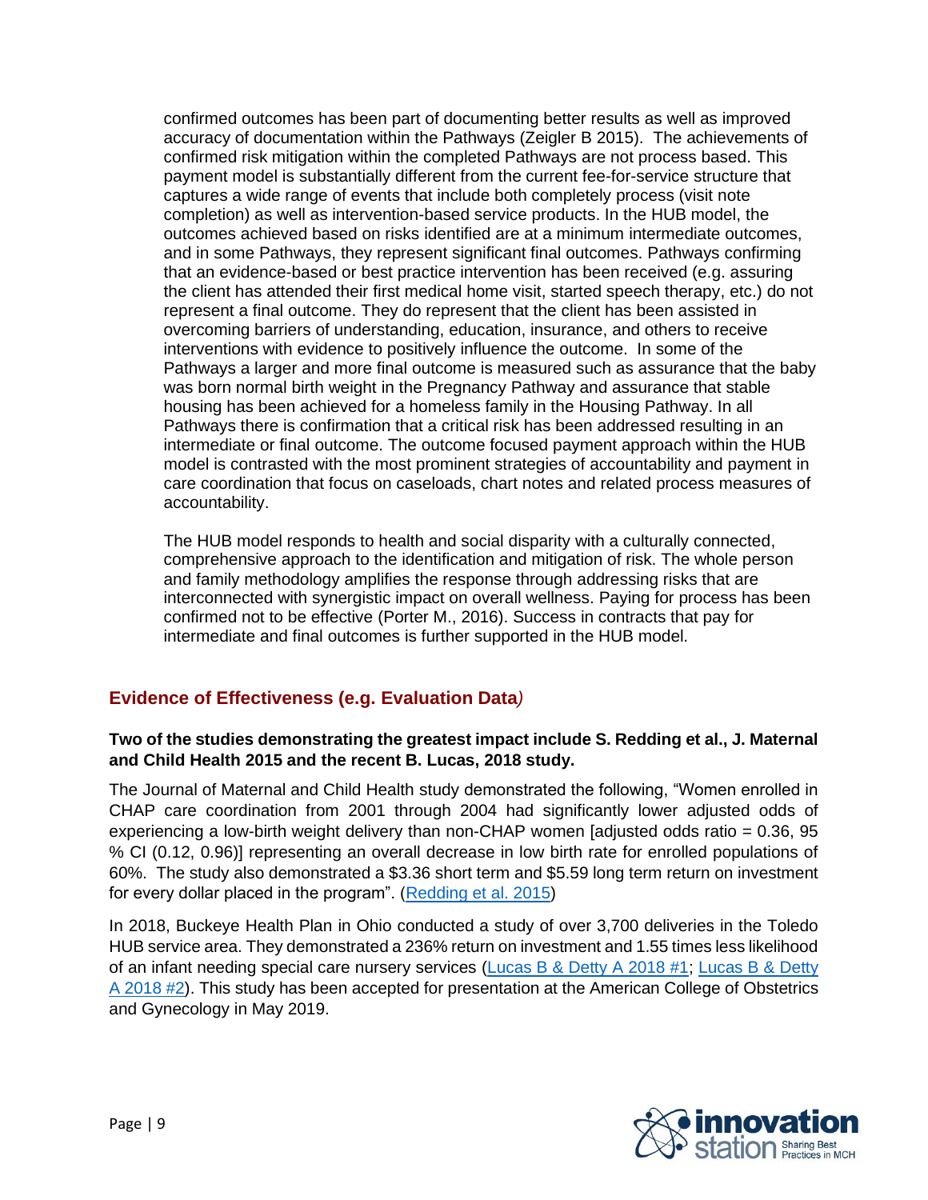confirmed outcomes has been part of documenting better results as well as improved accuracy of documentation within the Pathways (Zeigler B 2015). The achievements of confirmed risk mitigation within the completed Pathways are not process based. This payment model is substantially different from the current fee-for-service structure that captures a wide range of events that include both completely process (visit note completion) as well as intervention-based service products. In the HUB model, the outcomes achieved based on risks identified are at a minimum intermediate outcomes, and in some Pathways, they represent significant final outcomes. Pathways confirming that an evidence-based or best practice intervention has been received (e.g. assuring the client has attended their first medical home visit, started speech therapy, etc.) do not represent a final outcome. They do represent that the client has been assisted in overcoming barriers of understanding, education, insurance, and others to receive interventions with evidence to positively influence the outcome. In some of the Pathways a larger and more final outcome is measured such as assurance that the baby was born normal birth weight in the Pregnancy Pathway and assurance that stable housing has been achieved for a homeless family in the Housing Pathway. In all Pathways there is confirmation that a critical risk has been addressed resulting in an intermediate or final outcome. The outcome focused payment approach within the HUB model is contrasted with the most prominent strategies of accountability and payment in care coordination that focus on caseloads, chart notes and related process measures of accountability.

The HUB model responds to health and social disparity with a culturally connected, comprehensive approach to the identification and mitigation of risk. The whole person and family methodology amplifies the response through addressing risks that are interconnected with synergistic impact on overall wellness. Paying for process has been confirmed not to be effective (Porter M., 2016). Success in contracts that pay for intermediate and final outcomes is further supported in the HUB model.

## Evidence of Effectiveness (e.g. Evaluation Data)

**Two of the studies demonstrating the greatest impact include S. Redding et al., J. Maternal and Child Health 2015 and the recent B. Lucas, 2018 study.**

The Journal of Maternal and Child Health study demonstrated the following, "Women enrolled in CHAP care coordination from 2001 through 2004 had significantly lower adjusted odds of experiencing a low-birth weight delivery than non-CHAP women [adjusted odds ratio = 0.36, 95 % CI (0.12, 0.96)] representing an overall decrease in low birth rate for enrolled populations of 60%. The study also demonstrated a $3.36 short term and $5.59 long term return on investment for every dollar placed in the program". (Redding et al. 2015)

In 2018, Buckeye Health Plan in Ohio conducted a study of over 3,700 deliveries in the Toledo HUB service area. They demonstrated a 236% return on investment and 1.55 times less likelihood of an infant needing special care nursery services (Lucas B & Detty A 2018 #1; Lucas B & Detty A 2018 #2). This study has been accepted for presentation at the American College of Obstetrics and Gynecology in May 2019.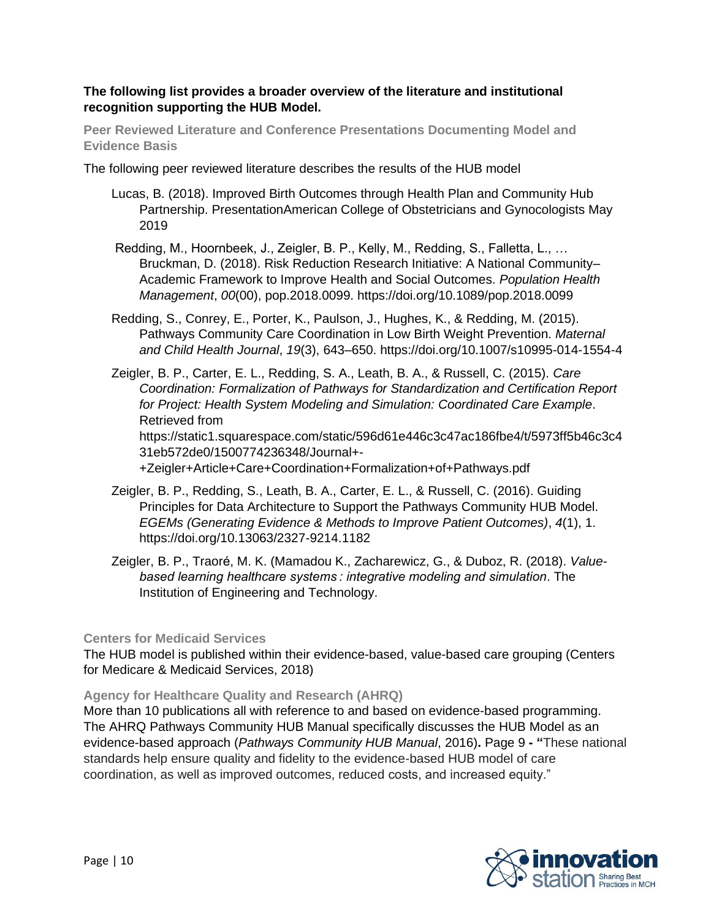**The following list provides a broader overview of the literature and institutional recognition supporting the HUB Model.**

### Peer Reviewed Literature and Conference Presentations Documenting Model and Evidence Basis

The following peer reviewed literature describes the results of the HUB model

Lucas, B. (2018). Improved Birth Outcomes through Health Plan and Community Hub Partnership. PresentationAmerican College of Obstetricians and Gynocologists May 2019

Redding, M., Hoornbeek, J., Zeigler, B. P., Kelly, M., Redding, S., Falletta, L., … Bruckman, D. (2018). Risk Reduction Research Initiative: A National Community–Academic Framework to Improve Health and Social Outcomes. *Population Health Management*, *00*(00), pop.2018.0099. https://doi.org/10.1089/pop.2018.0099

Redding, S., Conrey, E., Porter, K., Paulson, J., Hughes, K., & Redding, M. (2015). Pathways Community Care Coordination in Low Birth Weight Prevention. *Maternal and Child Health Journal*, *19*(3), 643–650. https://doi.org/10.1007/s10995-014-1554-4

Zeigler, B. P., Carter, E. L., Redding, S. A., Leath, B. A., & Russell, C. (2015). *Care Coordination: Formalization of Pathways for Standardization and Certification Report for Project: Health System Modeling and Simulation: Coordinated Care Example*. Retrieved from https://static1.squarespace.com/static/596d61e446c3c47ac186fbe4/t/5973ff5b46c3c431eb572de0/1500774236348/Journal+-+Zeigler+Article+Care+Coordination+Formalization+of+Pathways.pdf

Zeigler, B. P., Redding, S., Leath, B. A., Carter, E. L., & Russell, C. (2016). Guiding Principles for Data Architecture to Support the Pathways Community HUB Model. *EGEMs (Generating Evidence & Methods to Improve Patient Outcomes)*, *4*(1), 1. https://doi.org/10.13063/2327-9214.1182

Zeigler, B. P., Traoré, M. K. (Mamadou K., Zacharewicz, G., & Duboz, R. (2018). *Value-based learning healthcare systems : integrative modeling and simulation*. The Institution of Engineering and Technology.

### Centers for Medicaid Services

The HUB model is published within their evidence-based, value-based care grouping (Centers for Medicare & Medicaid Services, 2018)

### Agency for Healthcare Quality and Research (AHRQ)

More than 10 publications all with reference to and based on evidence-based programming. The AHRQ Pathways Community HUB Manual specifically discusses the HUB Model as an evidence-based approach (*Pathways Community HUB Manual*, 2016)**.** Page 9 **- "**These national standards help ensure quality and fidelity to the evidence-based HUB model of care coordination, as well as improved outcomes, reduced costs, and increased equity."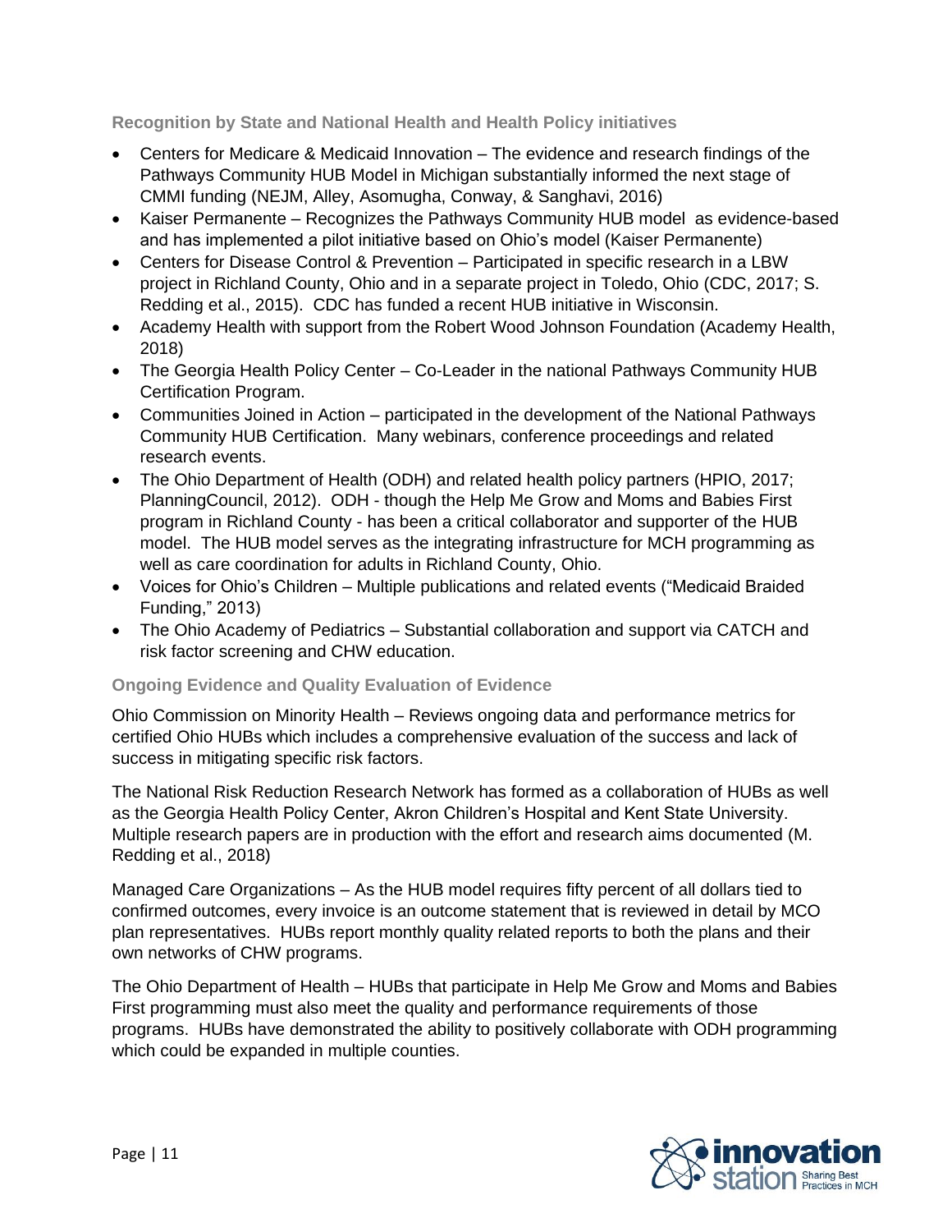### Recognition by State and National Health and Health Policy initiatives

- Centers for Medicare & Medicaid Innovation – The evidence and research findings of the Pathways Community HUB Model in Michigan substantially informed the next stage of CMMI funding (NEJM, Alley, Asomugha, Conway, & Sanghavi, 2016)
- Kaiser Permanente – Recognizes the Pathways Community HUB model as evidence-based and has implemented a pilot initiative based on Ohio's model (Kaiser Permanente)
- Centers for Disease Control & Prevention – Participated in specific research in a LBW project in Richland County, Ohio and in a separate project in Toledo, Ohio (CDC, 2017; S. Redding et al., 2015). CDC has funded a recent HUB initiative in Wisconsin.
- Academy Health with support from the Robert Wood Johnson Foundation (Academy Health, 2018)
- The Georgia Health Policy Center – Co-Leader in the national Pathways Community HUB Certification Program.
- Communities Joined in Action – participated in the development of the National Pathways Community HUB Certification. Many webinars, conference proceedings and related research events.
- The Ohio Department of Health (ODH) and related health policy partners (HPIO, 2017; PlanningCouncil, 2012). ODH - though the Help Me Grow and Moms and Babies First program in Richland County - has been a critical collaborator and supporter of the HUB model. The HUB model serves as the integrating infrastructure for MCH programming as well as care coordination for adults in Richland County, Ohio.
- Voices for Ohio's Children – Multiple publications and related events ("Medicaid Braided Funding," 2013)
- The Ohio Academy of Pediatrics – Substantial collaboration and support via CATCH and risk factor screening and CHW education.

### Ongoing Evidence and Quality Evaluation of Evidence

Ohio Commission on Minority Health – Reviews ongoing data and performance metrics for certified Ohio HUBs which includes a comprehensive evaluation of the success and lack of success in mitigating specific risk factors.

The National Risk Reduction Research Network has formed as a collaboration of HUBs as well as the Georgia Health Policy Center, Akron Children's Hospital and Kent State University. Multiple research papers are in production with the effort and research aims documented (M. Redding et al., 2018)

Managed Care Organizations – As the HUB model requires fifty percent of all dollars tied to confirmed outcomes, every invoice is an outcome statement that is reviewed in detail by MCO plan representatives. HUBs report monthly quality related reports to both the plans and their own networks of CHW programs.

The Ohio Department of Health – HUBs that participate in Help Me Grow and Moms and Babies First programming must also meet the quality and performance requirements of those programs. HUBs have demonstrated the ability to positively collaborate with ODH programming which could be expanded in multiple counties.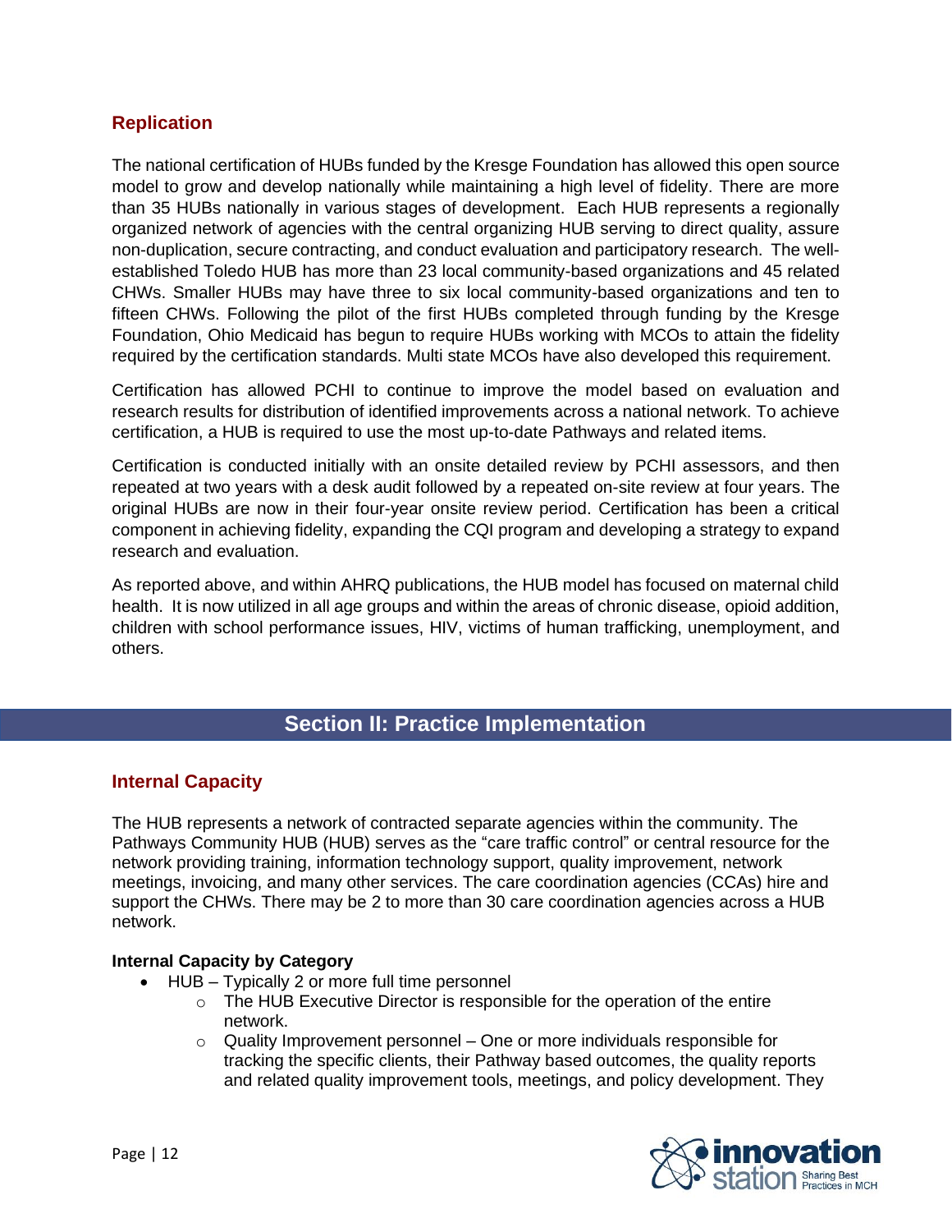## Replication

The national certification of HUBs funded by the Kresge Foundation has allowed this open source model to grow and develop nationally while maintaining a high level of fidelity. There are more than 35 HUBs nationally in various stages of development. Each HUB represents a regionally organized network of agencies with the central organizing HUB serving to direct quality, assure non-duplication, secure contracting, and conduct evaluation and participatory research. The well-established Toledo HUB has more than 23 local community-based organizations and 45 related CHWs. Smaller HUBs may have three to six local community-based organizations and ten to fifteen CHWs. Following the pilot of the first HUBs completed through funding by the Kresge Foundation, Ohio Medicaid has begun to require HUBs working with MCOs to attain the fidelity required by the certification standards. Multi state MCOs have also developed this requirement.

Certification has allowed PCHI to continue to improve the model based on evaluation and research results for distribution of identified improvements across a national network. To achieve certification, a HUB is required to use the most up-to-date Pathways and related items.

Certification is conducted initially with an onsite detailed review by PCHI assessors, and then repeated at two years with a desk audit followed by a repeated on-site review at four years. The original HUBs are now in their four-year onsite review period. Certification has been a critical component in achieving fidelity, expanding the CQI program and developing a strategy to expand research and evaluation.

As reported above, and within AHRQ publications, the HUB model has focused on maternal child health. It is now utilized in all age groups and within the areas of chronic disease, opioid addition, children with school performance issues, HIV, victims of human trafficking, unemployment, and others.

# Section II: Practice Implementation

## Internal Capacity

The HUB represents a network of contracted separate agencies within the community. The Pathways Community HUB (HUB) serves as the "care traffic control" or central resource for the network providing training, information technology support, quality improvement, network meetings, invoicing, and many other services. The care coordination agencies (CCAs) hire and support the CHWs. There may be 2 to more than 30 care coordination agencies across a HUB network.

**Internal Capacity by Category**

- HUB – Typically 2 or more full time personnel
  - The HUB Executive Director is responsible for the operation of the entire network.
  - Quality Improvement personnel – One or more individuals responsible for tracking the specific clients, their Pathway based outcomes, the quality reports and related quality improvement tools, meetings, and policy development. They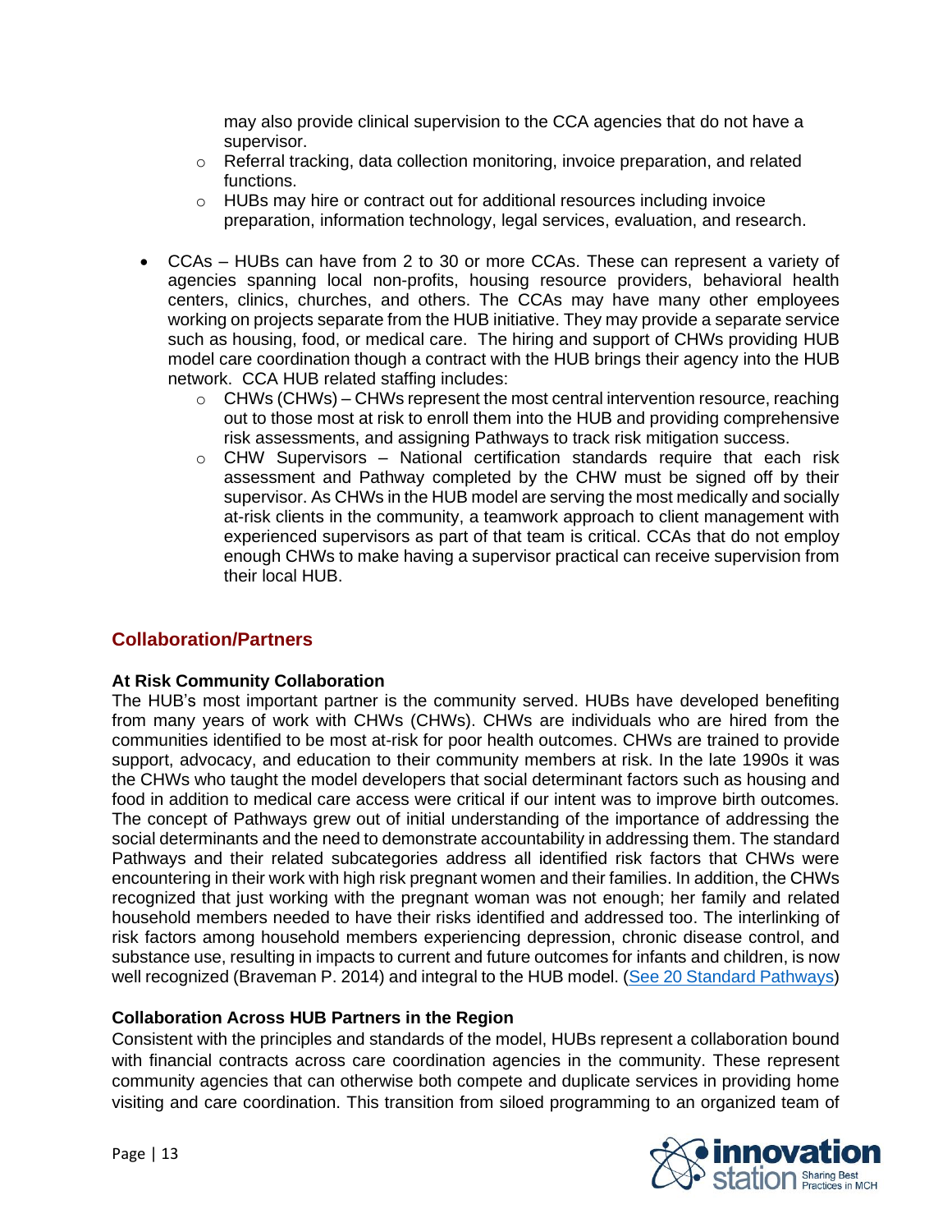may also provide clinical supervision to the CCA agencies that do not have a supervisor.
    - Referral tracking, data collection monitoring, invoice preparation, and related functions.
    - HUBs may hire or contract out for additional resources including invoice preparation, information technology, legal services, evaluation, and research.

- CCAs – HUBs can have from 2 to 30 or more CCAs. These can represent a variety of agencies spanning local non-profits, housing resource providers, behavioral health centers, clinics, churches, and others. The CCAs may have many other employees working on projects separate from the HUB initiative. They may provide a separate service such as housing, food, or medical care. The hiring and support of CHWs providing HUB model care coordination though a contract with the HUB brings their agency into the HUB network. CCA HUB related staffing includes:
    - CHWs (CHWs) – CHWs represent the most central intervention resource, reaching out to those most at risk to enroll them into the HUB and providing comprehensive risk assessments, and assigning Pathways to track risk mitigation success.
    - CHW Supervisors – National certification standards require that each risk assessment and Pathway completed by the CHW must be signed off by their supervisor. As CHWs in the HUB model are serving the most medically and socially at-risk clients in the community, a teamwork approach to client management with experienced supervisors as part of that team is critical. CCAs that do not employ enough CHWs to make having a supervisor practical can receive supervision from their local HUB.

## Collaboration/Partners

**At Risk Community Collaboration**

The HUB's most important partner is the community served. HUBs have developed benefiting from many years of work with CHWs (CHWs). CHWs are individuals who are hired from the communities identified to be most at-risk for poor health outcomes. CHWs are trained to provide support, advocacy, and education to their community members at risk. In the late 1990s it was the CHWs who taught the model developers that social determinant factors such as housing and food in addition to medical care access were critical if our intent was to improve birth outcomes. The concept of Pathways grew out of initial understanding of the importance of addressing the social determinants and the need to demonstrate accountability in addressing them. The standard Pathways and their related subcategories address all identified risk factors that CHWs were encountering in their work with high risk pregnant women and their families. In addition, the CHWs recognized that just working with the pregnant woman was not enough; her family and related household members needed to have their risks identified and addressed too. The interlinking of risk factors among household members experiencing depression, chronic disease control, and substance use, resulting in impacts to current and future outcomes for infants and children, is now well recognized (Braveman P. 2014) and integral to the HUB model. (See 20 Standard Pathways)

**Collaboration Across HUB Partners in the Region**

Consistent with the principles and standards of the model, HUBs represent a collaboration bound with financial contracts across care coordination agencies in the community. These represent community agencies that can otherwise both compete and duplicate services in providing home visiting and care coordination. This transition from siloed programming to an organized team of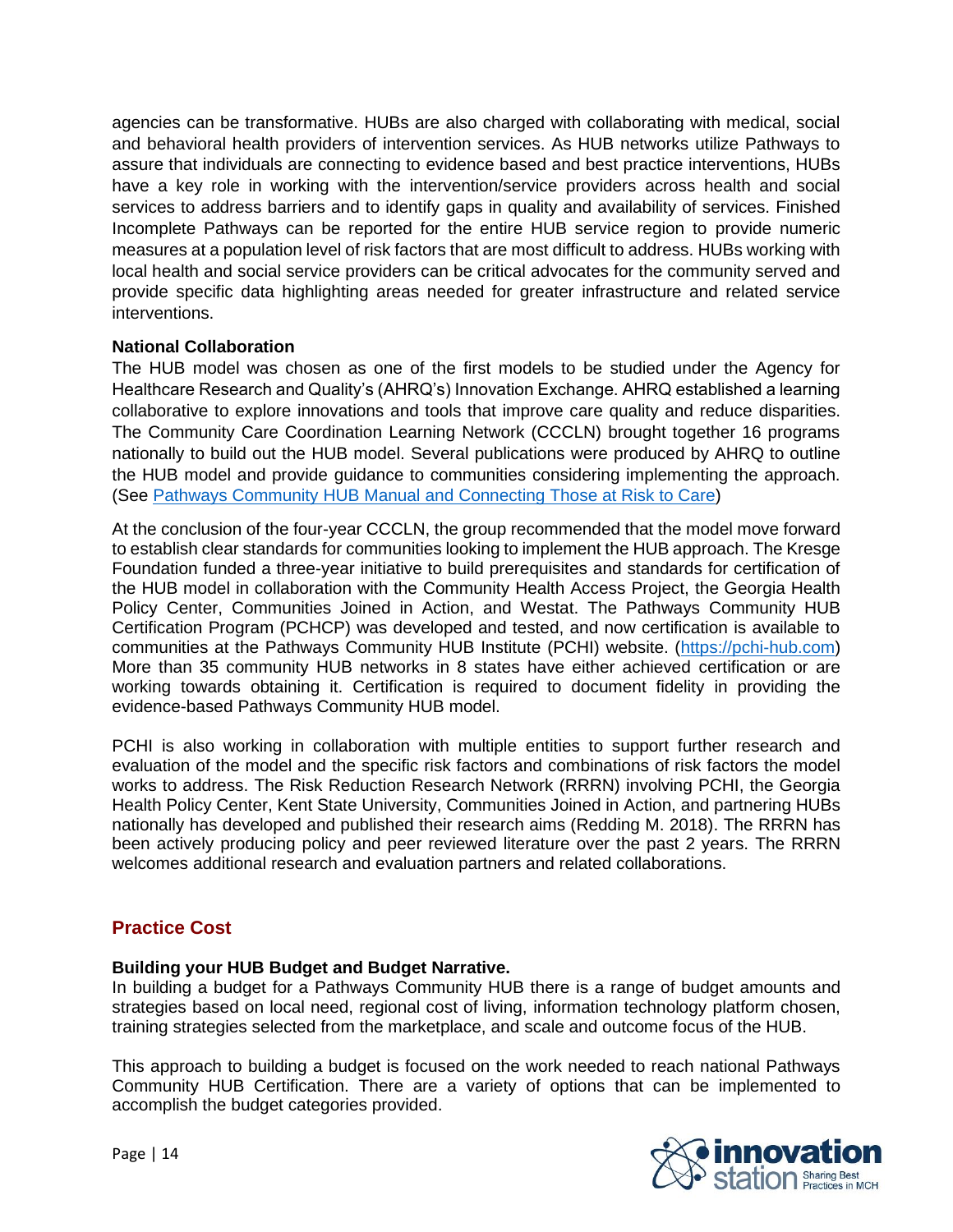agencies can be transformative. HUBs are also charged with collaborating with medical, social and behavioral health providers of intervention services. As HUB networks utilize Pathways to assure that individuals are connecting to evidence based and best practice interventions, HUBs have a key role in working with the intervention/service providers across health and social services to address barriers and to identify gaps in quality and availability of services. Finished Incomplete Pathways can be reported for the entire HUB service region to provide numeric measures at a population level of risk factors that are most difficult to address. HUBs working with local health and social service providers can be critical advocates for the community served and provide specific data highlighting areas needed for greater infrastructure and related service interventions.

**National Collaboration**

The HUB model was chosen as one of the first models to be studied under the Agency for Healthcare Research and Quality's (AHRQ's) Innovation Exchange. AHRQ established a learning collaborative to explore innovations and tools that improve care quality and reduce disparities. The Community Care Coordination Learning Network (CCCLN) brought together 16 programs nationally to build out the HUB model. Several publications were produced by AHRQ to outline the HUB model and provide guidance to communities considering implementing the approach. (See Pathways Community HUB Manual and Connecting Those at Risk to Care)

At the conclusion of the four-year CCCLN, the group recommended that the model move forward to establish clear standards for communities looking to implement the HUB approach. The Kresge Foundation funded a three-year initiative to build prerequisites and standards for certification of the HUB model in collaboration with the Community Health Access Project, the Georgia Health Policy Center, Communities Joined in Action, and Westat. The Pathways Community HUB Certification Program (PCHCP) was developed and tested, and now certification is available to communities at the Pathways Community HUB Institute (PCHI) website. (https://pchi-hub.com) More than 35 community HUB networks in 8 states have either achieved certification or are working towards obtaining it. Certification is required to document fidelity in providing the evidence-based Pathways Community HUB model.

PCHI is also working in collaboration with multiple entities to support further research and evaluation of the model and the specific risk factors and combinations of risk factors the model works to address. The Risk Reduction Research Network (RRRN) involving PCHI, the Georgia Health Policy Center, Kent State University, Communities Joined in Action, and partnering HUBs nationally has developed and published their research aims (Redding M. 2018). The RRRN has been actively producing policy and peer reviewed literature over the past 2 years. The RRRN welcomes additional research and evaluation partners and related collaborations.

## Practice Cost

**Building your HUB Budget and Budget Narrative.**

In building a budget for a Pathways Community HUB there is a range of budget amounts and strategies based on local need, regional cost of living, information technology platform chosen, training strategies selected from the marketplace, and scale and outcome focus of the HUB.

This approach to building a budget is focused on the work needed to reach national Pathways Community HUB Certification. There are a variety of options that can be implemented to accomplish the budget categories provided.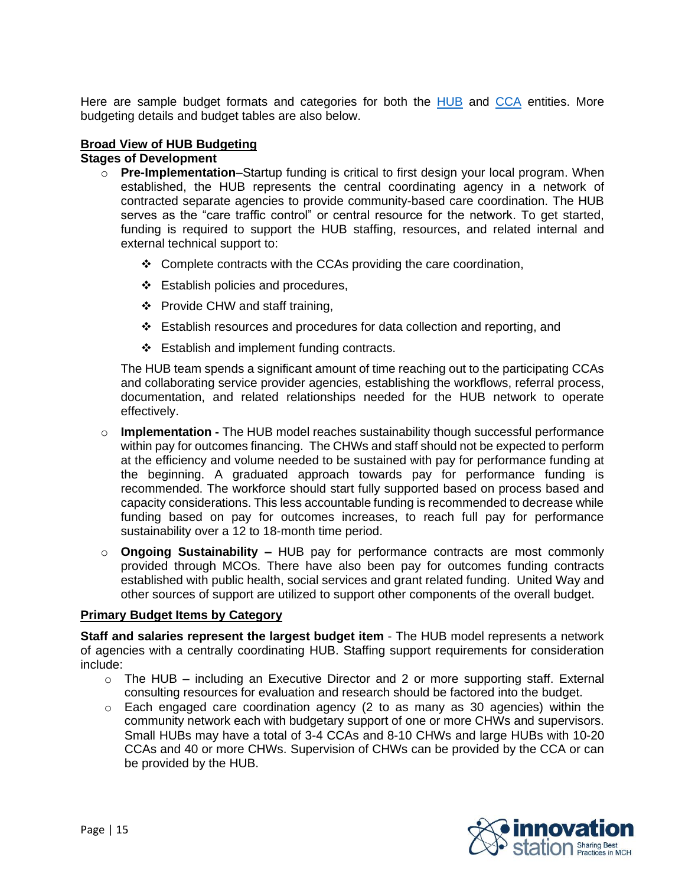Here are sample budget formats and categories for both the HUB and CCA entities. More budgeting details and budget tables are also below.

**Broad View of HUB Budgeting**

**Stages of Development**

- **Pre-Implementation**–Startup funding is critical to first design your local program. When established, the HUB represents the central coordinating agency in a network of contracted separate agencies to provide community-based care coordination. The HUB serves as the "care traffic control" or central resource for the network. To get started, funding is required to support the HUB staffing, resources, and related internal and external technical support to:
  - Complete contracts with the CCAs providing the care coordination,
  - Establish policies and procedures,
  - Provide CHW and staff training,
  - Establish resources and procedures for data collection and reporting, and
  - Establish and implement funding contracts.

  The HUB team spends a significant amount of time reaching out to the participating CCAs and collaborating service provider agencies, establishing the workflows, referral process, documentation, and related relationships needed for the HUB network to operate effectively.

- **Implementation -** The HUB model reaches sustainability though successful performance within pay for outcomes financing. The CHWs and staff should not be expected to perform at the efficiency and volume needed to be sustained with pay for performance funding at the beginning. A graduated approach towards pay for performance funding is recommended. The workforce should start fully supported based on process based and capacity considerations. This less accountable funding is recommended to decrease while funding based on pay for outcomes increases, to reach full pay for performance sustainability over a 12 to 18-month time period.

- **Ongoing Sustainability –** HUB pay for performance contracts are most commonly provided through MCOs. There have also been pay for outcomes funding contracts established with public health, social services and grant related funding. United Way and other sources of support are utilized to support other components of the overall budget.

**Primary Budget Items by Category**

**Staff and salaries represent the largest budget item** - The HUB model represents a network of agencies with a centrally coordinating HUB. Staffing support requirements for consideration include:

- The HUB – including an Executive Director and 2 or more supporting staff. External consulting resources for evaluation and research should be factored into the budget.
- Each engaged care coordination agency (2 to as many as 30 agencies) within the community network each with budgetary support of one or more CHWs and supervisors. Small HUBs may have a total of 3-4 CCAs and 8-10 CHWs and large HUBs with 10-20 CCAs and 40 or more CHWs. Supervision of CHWs can be provided by the CCA or can be provided by the HUB.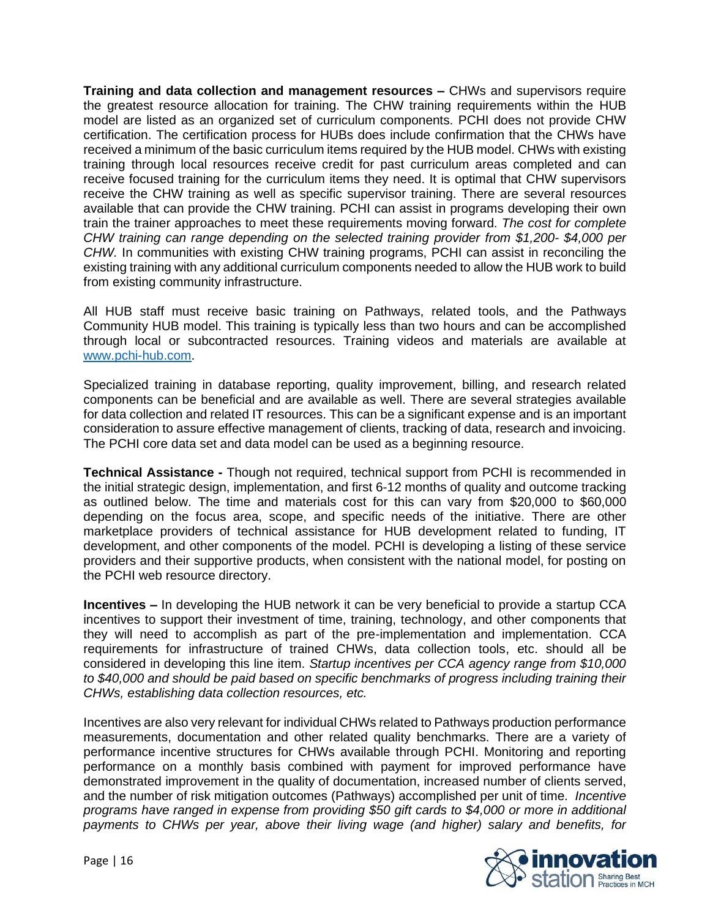**Training and data collection and management resources –** CHWs and supervisors require the greatest resource allocation for training. The CHW training requirements within the HUB model are listed as an organized set of curriculum components. PCHI does not provide CHW certification. The certification process for HUBs does include confirmation that the CHWs have received a minimum of the basic curriculum items required by the HUB model. CHWs with existing training through local resources receive credit for past curriculum areas completed and can receive focused training for the curriculum items they need. It is optimal that CHW supervisors receive the CHW training as well as specific supervisor training. There are several resources available that can provide the CHW training. PCHI can assist in programs developing their own train the trainer approaches to meet these requirements moving forward. *The cost for complete CHW training can range depending on the selected training provider from $1,200- $4,000 per CHW.* In communities with existing CHW training programs, PCHI can assist in reconciling the existing training with any additional curriculum components needed to allow the HUB work to build from existing community infrastructure.

All HUB staff must receive basic training on Pathways, related tools, and the Pathways Community HUB model. This training is typically less than two hours and can be accomplished through local or subcontracted resources. Training videos and materials are available at [www.pchi-hub.com](www.pchi-hub.com).

Specialized training in database reporting, quality improvement, billing, and research related components can be beneficial and are available as well. There are several strategies available for data collection and related IT resources. This can be a significant expense and is an important consideration to assure effective management of clients, tracking of data, research and invoicing. The PCHI core data set and data model can be used as a beginning resource.

**Technical Assistance -** Though not required, technical support from PCHI is recommended in the initial strategic design, implementation, and first 6-12 months of quality and outcome tracking as outlined below. The time and materials cost for this can vary from $20,000 to $60,000 depending on the focus area, scope, and specific needs of the initiative. There are other marketplace providers of technical assistance for HUB development related to funding, IT development, and other components of the model. PCHI is developing a listing of these service providers and their supportive products, when consistent with the national model, for posting on the PCHI web resource directory.

**Incentives –** In developing the HUB network it can be very beneficial to provide a startup CCA incentives to support their investment of time, training, technology, and other components that they will need to accomplish as part of the pre-implementation and implementation. CCA requirements for infrastructure of trained CHWs, data collection tools, etc. should all be considered in developing this line item. *Startup incentives per CCA agency range from $10,000 to $40,000 and should be paid based on specific benchmarks of progress including training their CHWs, establishing data collection resources, etc.*

Incentives are also very relevant for individual CHWs related to Pathways production performance measurements, documentation and other related quality benchmarks. There are a variety of performance incentive structures for CHWs available through PCHI. Monitoring and reporting performance on a monthly basis combined with payment for improved performance have demonstrated improvement in the quality of documentation, increased number of clients served, and the number of risk mitigation outcomes (Pathways) accomplished per unit of time. *Incentive programs have ranged in expense from providing $50 gift cards to $4,000 or more in additional payments to CHWs per year, above their living wage (and higher) salary and benefits, for*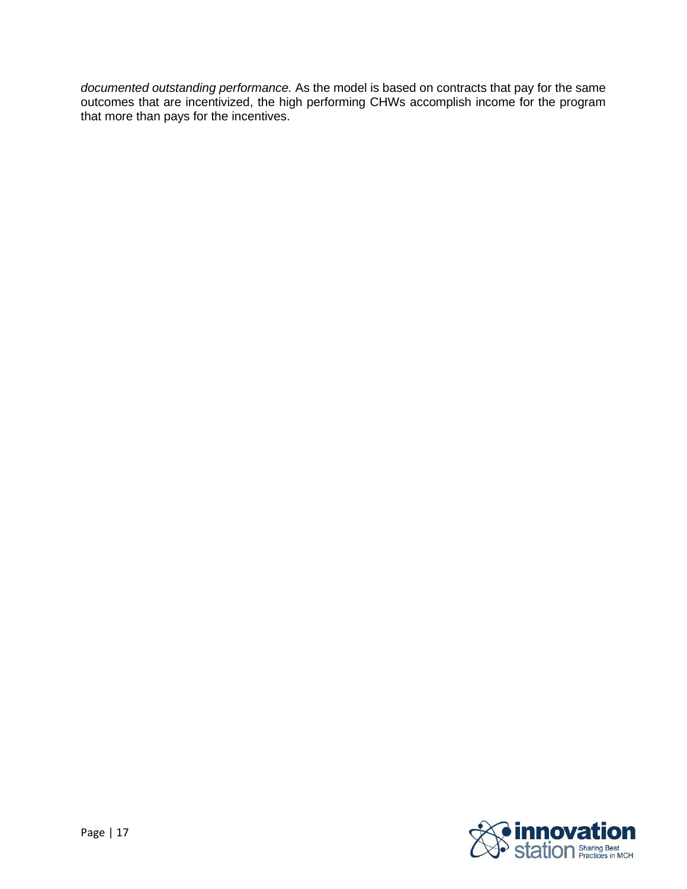*documented outstanding performance.* As the model is based on contracts that pay for the same outcomes that are incentivized, the high performing CHWs accomplish income for the program that more than pays for the incentives.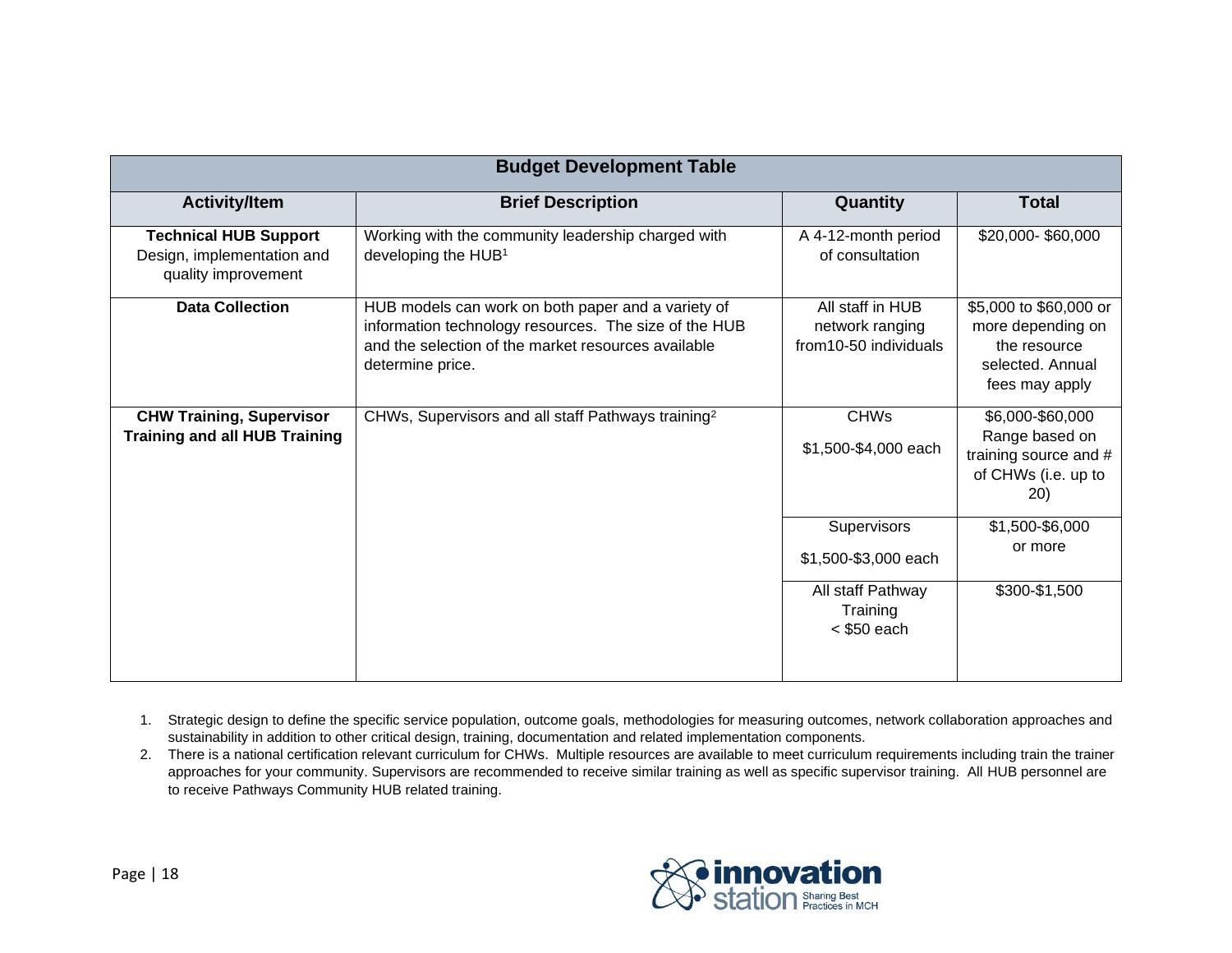| Budget Development Table | | | |
|---|---|---|---|
| **Activity/Item** | **Brief Description** | **Quantity** | **Total** |
| **Technical HUB Support** Design, implementation and quality improvement | Working with the community leadership charged with developing the HUB[1] | A 4-12-month period of consultation | \$20,000- \$60,000 |
| **Data Collection** | HUB models can work on both paper and a variety of information technology resources. The size of the HUB and the selection of the market resources available determine price. | All staff in HUB network ranging from10-50 individuals | \$5,000 to \$60,000 or more depending on the resource selected. Annual fees may apply |
| **CHW Training, Supervisor Training and all HUB Training** | CHWs, Supervisors and all staff Pathways training[2] | CHWs \$1,500-\$4,000 each | \$6,000-\$60,000 Range based on training source and # of CHWs (i.e. up to 20) |
| | | Supervisors \$1,500-\$3,000 each | \$1,500-\$6,000 or more |
| | | All staff Pathway Training < \$50 each | \$300-\$1,500 |

1. Strategic design to define the specific service population, outcome goals, methodologies for measuring outcomes, network collaboration approaches and sustainability in addition to other critical design, training, documentation and related implementation components.
2. There is a national certification relevant curriculum for CHWs. Multiple resources are available to meet curriculum requirements including train the trainer approaches for your community. Supervisors are recommended to receive similar training as well as specific supervisor training. All HUB personnel are to receive Pathways Community HUB related training.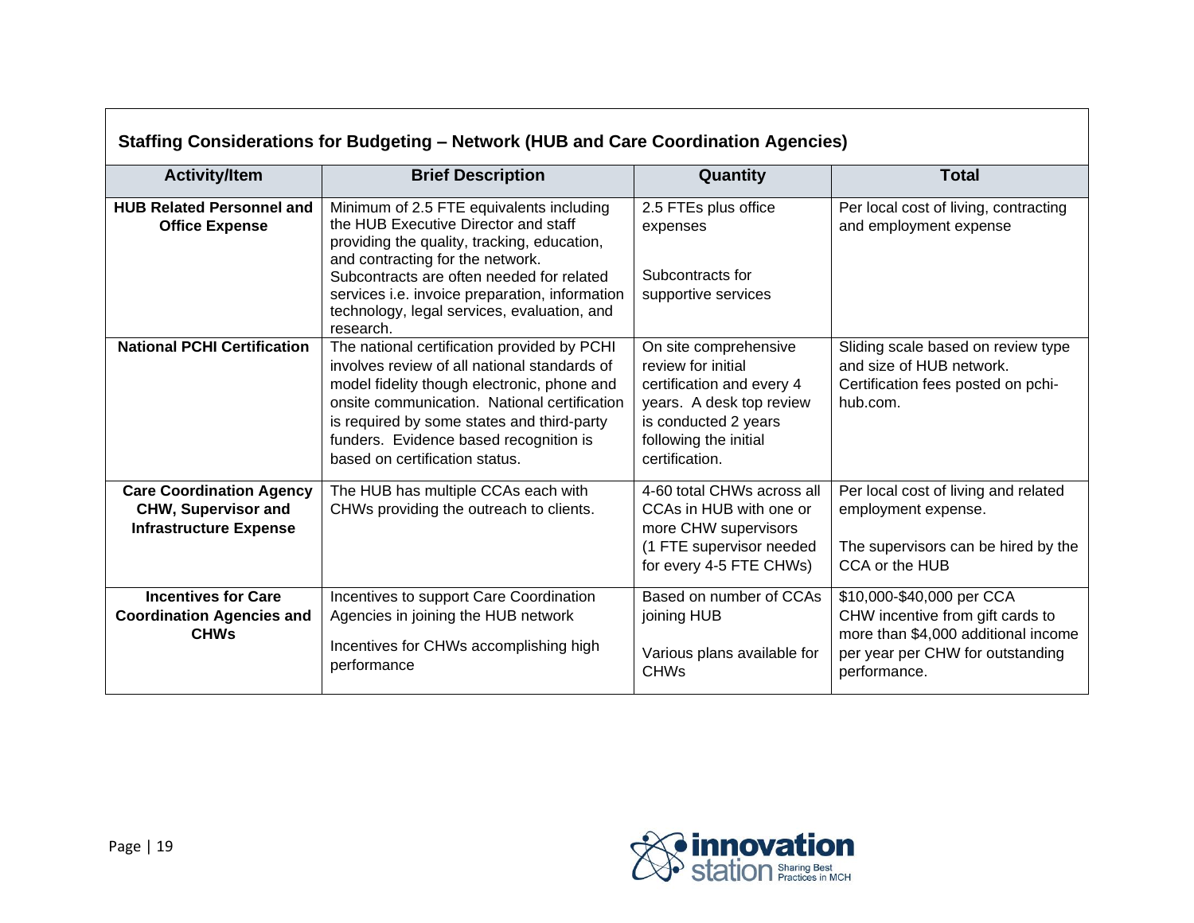## Staffing Considerations for Budgeting – Network (HUB and Care Coordination Agencies)

| Activity/Item | Brief Description | Quantity | Total |
|---|---|---|---|
| **HUB Related Personnel and Office Expense** | Minimum of 2.5 FTE equivalents including the HUB Executive Director and staff providing the quality, tracking, education, and contracting for the network. Subcontracts are often needed for related services i.e. invoice preparation, information technology, legal services, evaluation, and research. | 2.5 FTEs plus office expenses<br><br>Subcontracts for supportive services | Per local cost of living, contracting and employment expense |
| **National PCHI Certification** | The national certification provided by PCHI involves review of all national standards of model fidelity though electronic, phone and onsite communication. National certification is required by some states and third-party funders. Evidence based recognition is based on certification status. | On site comprehensive review for initial certification and every 4 years. A desk top review is conducted 2 years following the initial certification. | Sliding scale based on review type and size of HUB network. Certification fees posted on pchi-hub.com. |
| **Care Coordination Agency CHW, Supervisor and Infrastructure Expense** | The HUB has multiple CCAs each with CHWs providing the outreach to clients. | 4-60 total CHWs across all CCAs in HUB with one or more CHW supervisors (1 FTE supervisor needed for every 4-5 FTE CHWs) | Per local cost of living and related employment expense.<br><br>The supervisors can be hired by the CCA or the HUB |
| **Incentives for Care Coordination Agencies and CHWs** | Incentives to support Care Coordination Agencies in joining the HUB network<br><br>Incentives for CHWs accomplishing high performance | Based on number of CCAs joining HUB<br><br>Various plans available for CHWs | $10,000-$40,000 per CCA<br>CHW incentive from gift cards to more than $4,000 additional income per year per CHW for outstanding performance. |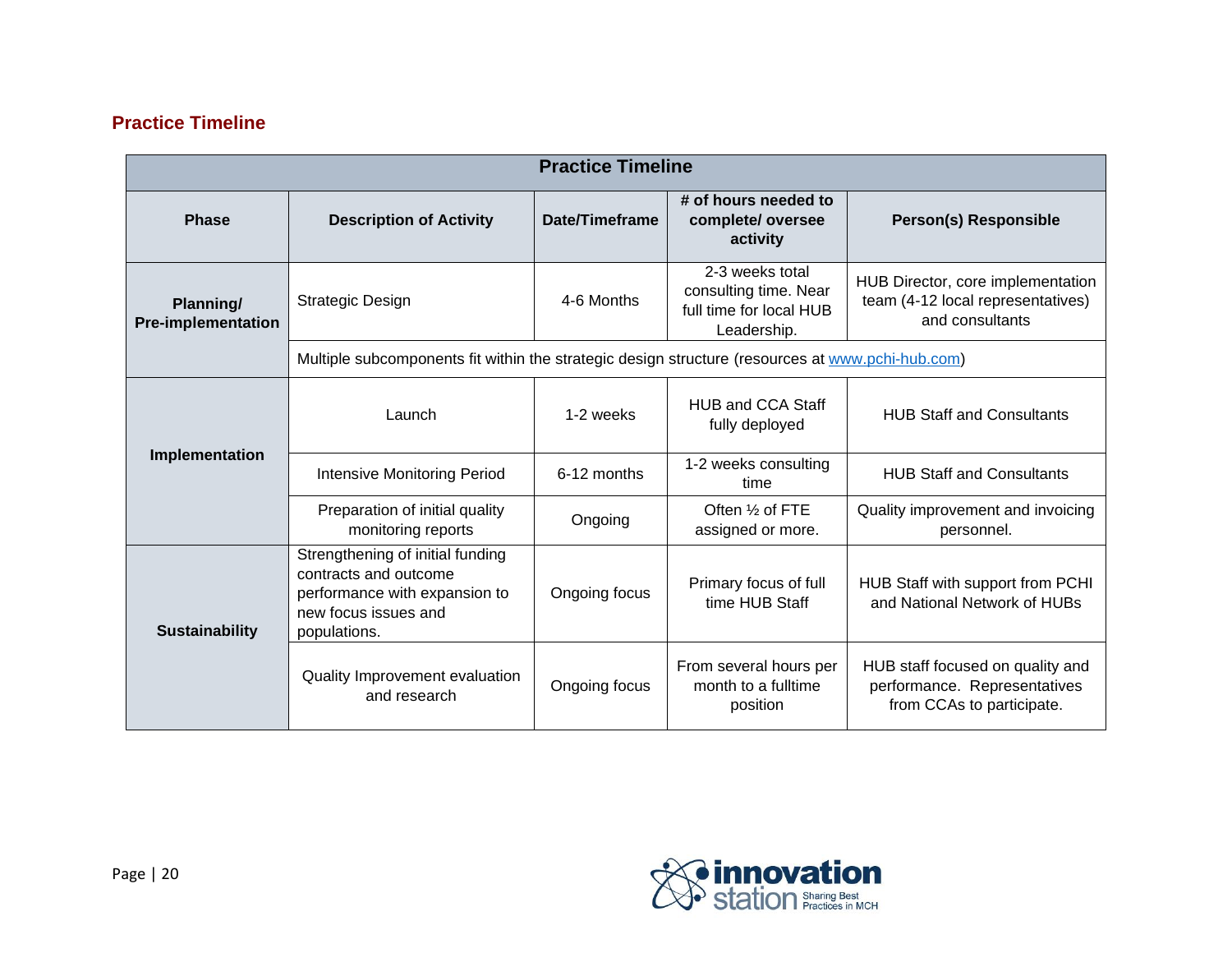## Practice Timeline

| Practice Timeline | | | | |
|---|---|---|---|---|
| **Phase** | **Description of Activity** | **Date/Timeframe** | **# of hours needed to complete/ oversee activity** | **Person(s) Responsible** |
| **Planning/ Pre-implementation** | Strategic Design | 4-6 Months | 2-3 weeks total consulting time. Near full time for local HUB Leadership. | HUB Director, core implementation team (4-12 local representatives) and consultants |
| | Multiple subcomponents fit within the strategic design structure (resources at www.pchi-hub.com) | | | |
| **Implementation** | Launch | 1-2 weeks | HUB and CCA Staff fully deployed | HUB Staff and Consultants |
| | Intensive Monitoring Period | 6-12 months | 1-2 weeks consulting time | HUB Staff and Consultants |
| | Preparation of initial quality monitoring reports | Ongoing | Often ½ of FTE assigned or more. | Quality improvement and invoicing personnel. |
| **Sustainability** | Strengthening of initial funding contracts and outcome performance with expansion to new focus issues and populations. | Ongoing focus | Primary focus of full time HUB Staff | HUB Staff with support from PCHI and National Network of HUBs |
| | Quality Improvement evaluation and research | Ongoing focus | From several hours per month to a fulltime position | HUB staff focused on quality and performance. Representatives from CCAs to participate. |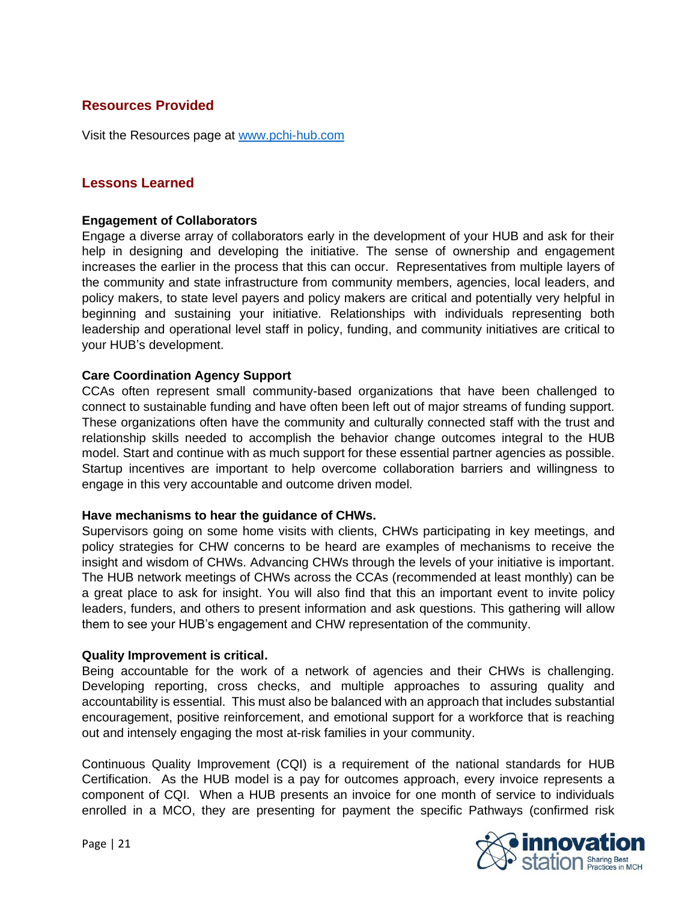## Resources Provided

Visit the Resources page at [www.pchi-hub.com](www.pchi-hub.com)

## Lessons Learned

**Engagement of Collaborators**

Engage a diverse array of collaborators early in the development of your HUB and ask for their help in designing and developing the initiative. The sense of ownership and engagement increases the earlier in the process that this can occur. Representatives from multiple layers of the community and state infrastructure from community members, agencies, local leaders, and policy makers, to state level payers and policy makers are critical and potentially very helpful in beginning and sustaining your initiative. Relationships with individuals representing both leadership and operational level staff in policy, funding, and community initiatives are critical to your HUB's development.

**Care Coordination Agency Support**

CCAs often represent small community-based organizations that have been challenged to connect to sustainable funding and have often been left out of major streams of funding support. These organizations often have the community and culturally connected staff with the trust and relationship skills needed to accomplish the behavior change outcomes integral to the HUB model. Start and continue with as much support for these essential partner agencies as possible. Startup incentives are important to help overcome collaboration barriers and willingness to engage in this very accountable and outcome driven model.

**Have mechanisms to hear the guidance of CHWs.**

Supervisors going on some home visits with clients, CHWs participating in key meetings, and policy strategies for CHW concerns to be heard are examples of mechanisms to receive the insight and wisdom of CHWs. Advancing CHWs through the levels of your initiative is important. The HUB network meetings of CHWs across the CCAs (recommended at least monthly) can be a great place to ask for insight. You will also find that this an important event to invite policy leaders, funders, and others to present information and ask questions. This gathering will allow them to see your HUB's engagement and CHW representation of the community.

**Quality Improvement is critical.**

Being accountable for the work of a network of agencies and their CHWs is challenging. Developing reporting, cross checks, and multiple approaches to assuring quality and accountability is essential. This must also be balanced with an approach that includes substantial encouragement, positive reinforcement, and emotional support for a workforce that is reaching out and intensely engaging the most at-risk families in your community.

Continuous Quality Improvement (CQI) is a requirement of the national standards for HUB Certification. As the HUB model is a pay for outcomes approach, every invoice represents a component of CQI. When a HUB presents an invoice for one month of service to individuals enrolled in a MCO, they are presenting for payment the specific Pathways (confirmed risk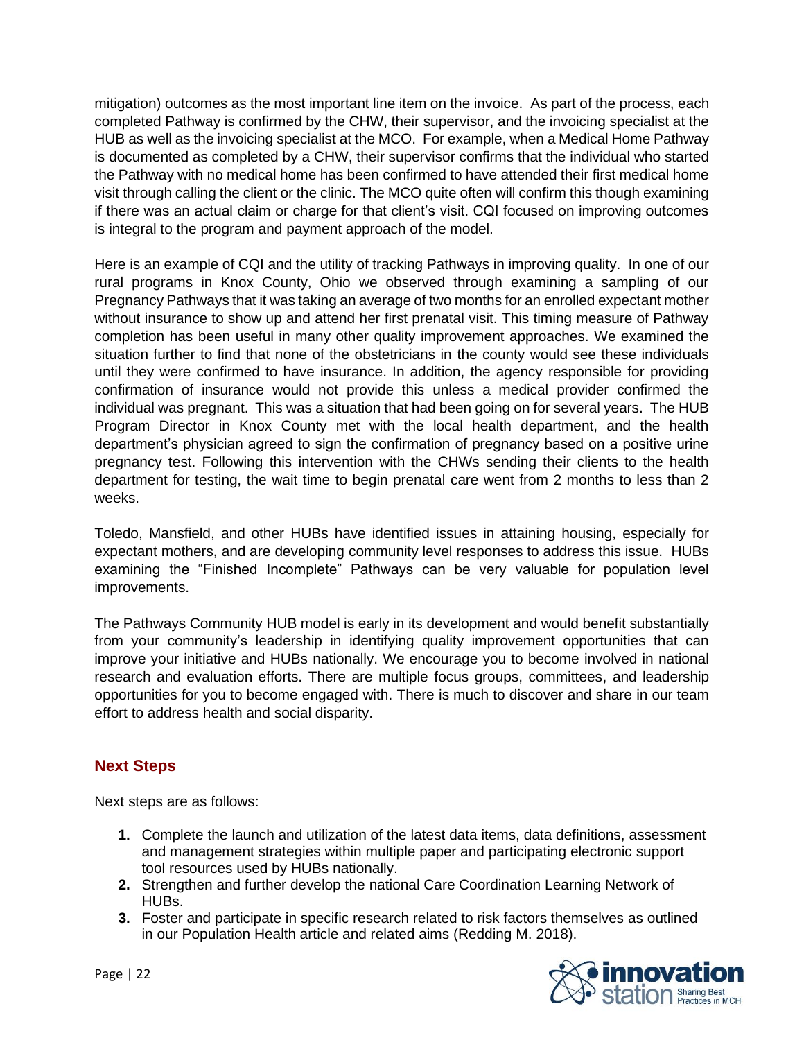mitigation) outcomes as the most important line item on the invoice. As part of the process, each completed Pathway is confirmed by the CHW, their supervisor, and the invoicing specialist at the HUB as well as the invoicing specialist at the MCO. For example, when a Medical Home Pathway is documented as completed by a CHW, their supervisor confirms that the individual who started the Pathway with no medical home has been confirmed to have attended their first medical home visit through calling the client or the clinic. The MCO quite often will confirm this though examining if there was an actual claim or charge for that client's visit. CQI focused on improving outcomes is integral to the program and payment approach of the model.

Here is an example of CQI and the utility of tracking Pathways in improving quality. In one of our rural programs in Knox County, Ohio we observed through examining a sampling of our Pregnancy Pathways that it was taking an average of two months for an enrolled expectant mother without insurance to show up and attend her first prenatal visit. This timing measure of Pathway completion has been useful in many other quality improvement approaches. We examined the situation further to find that none of the obstetricians in the county would see these individuals until they were confirmed to have insurance. In addition, the agency responsible for providing confirmation of insurance would not provide this unless a medical provider confirmed the individual was pregnant. This was a situation that had been going on for several years. The HUB Program Director in Knox County met with the local health department, and the health department's physician agreed to sign the confirmation of pregnancy based on a positive urine pregnancy test. Following this intervention with the CHWs sending their clients to the health department for testing, the wait time to begin prenatal care went from 2 months to less than 2 weeks.

Toledo, Mansfield, and other HUBs have identified issues in attaining housing, especially for expectant mothers, and are developing community level responses to address this issue. HUBs examining the "Finished Incomplete" Pathways can be very valuable for population level improvements.

The Pathways Community HUB model is early in its development and would benefit substantially from your community's leadership in identifying quality improvement opportunities that can improve your initiative and HUBs nationally. We encourage you to become involved in national research and evaluation efforts. There are multiple focus groups, committees, and leadership opportunities for you to become engaged with. There is much to discover and share in our team effort to address health and social disparity.

## Next Steps

Next steps are as follows:

1. Complete the launch and utilization of the latest data items, data definitions, assessment and management strategies within multiple paper and participating electronic support tool resources used by HUBs nationally.
2. Strengthen and further develop the national Care Coordination Learning Network of HUBs.
3. Foster and participate in specific research related to risk factors themselves as outlined in our Population Health article and related aims (Redding M. 2018).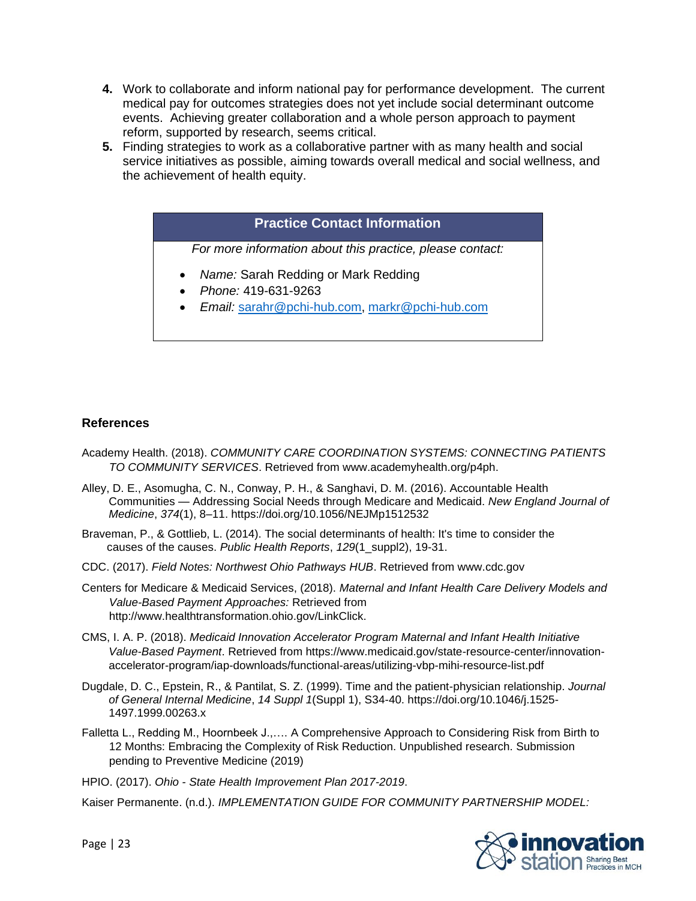4. **Work to collaborate and inform national pay for performance development.** The current medical pay for outcomes strategies does not yet include social determinant outcome events. Achieving greater collaboration and a whole person approach to payment reform, supported by research, seems critical.
5. Finding strategies to work as a collaborative partner with as many health and social service initiatives as possible, aiming towards overall medical and social wellness, and the achievement of health equity.

| Practice Contact Information |
| --- |
| *For more information about this practice, please contact:*<br>• *Name:* Sarah Redding or Mark Redding<br>• *Phone:* 419-631-9263<br>• *Email:* sarahr@pchi-hub.com, markr@pchi-hub.com |

## References

Academy Health. (2018). *COMMUNITY CARE COORDINATION SYSTEMS: CONNECTING PATIENTS TO COMMUNITY SERVICES*. Retrieved from www.academyhealth.org/p4ph.

Alley, D. E., Asomugha, C. N., Conway, P. H., & Sanghavi, D. M. (2016). Accountable Health Communities — Addressing Social Needs through Medicare and Medicaid. *New England Journal of Medicine*, *374*(1), 8–11. https://doi.org/10.1056/NEJMp1512532

Braveman, P., & Gottlieb, L. (2014). The social determinants of health: It's time to consider the causes of the causes. *Public Health Reports*, *129*(1_suppl2), 19-31.

CDC. (2017). *Field Notes: Northwest Ohio Pathways HUB*. Retrieved from www.cdc.gov

Centers for Medicare & Medicaid Services, (2018). *Maternal and Infant Health Care Delivery Models and Value-Based Payment Approaches:* Retrieved from http://www.healthtransformation.ohio.gov/LinkClick.

CMS, I. A. P. (2018). *Medicaid Innovation Accelerator Program Maternal and Infant Health Initiative Value-Based Payment*. Retrieved from https://www.medicaid.gov/state-resource-center/innovation-accelerator-program/iap-downloads/functional-areas/utilizing-vbp-mihi-resource-list.pdf

Dugdale, D. C., Epstein, R., & Pantilat, S. Z. (1999). Time and the patient-physician relationship. *Journal of General Internal Medicine*, *14 Suppl 1*(Suppl 1), S34-40. https://doi.org/10.1046/j.1525-1497.1999.00263.x

Falletta L., Redding M., Hoornbeek J.,…. A Comprehensive Approach to Considering Risk from Birth to 12 Months: Embracing the Complexity of Risk Reduction. Unpublished research. Submission pending to Preventive Medicine (2019)

HPIO. (2017). *Ohio - State Health Improvement Plan 2017-2019*.

Kaiser Permanente. (n.d.). *IMPLEMENTATION GUIDE FOR COMMUNITY PARTNERSHIP MODEL:*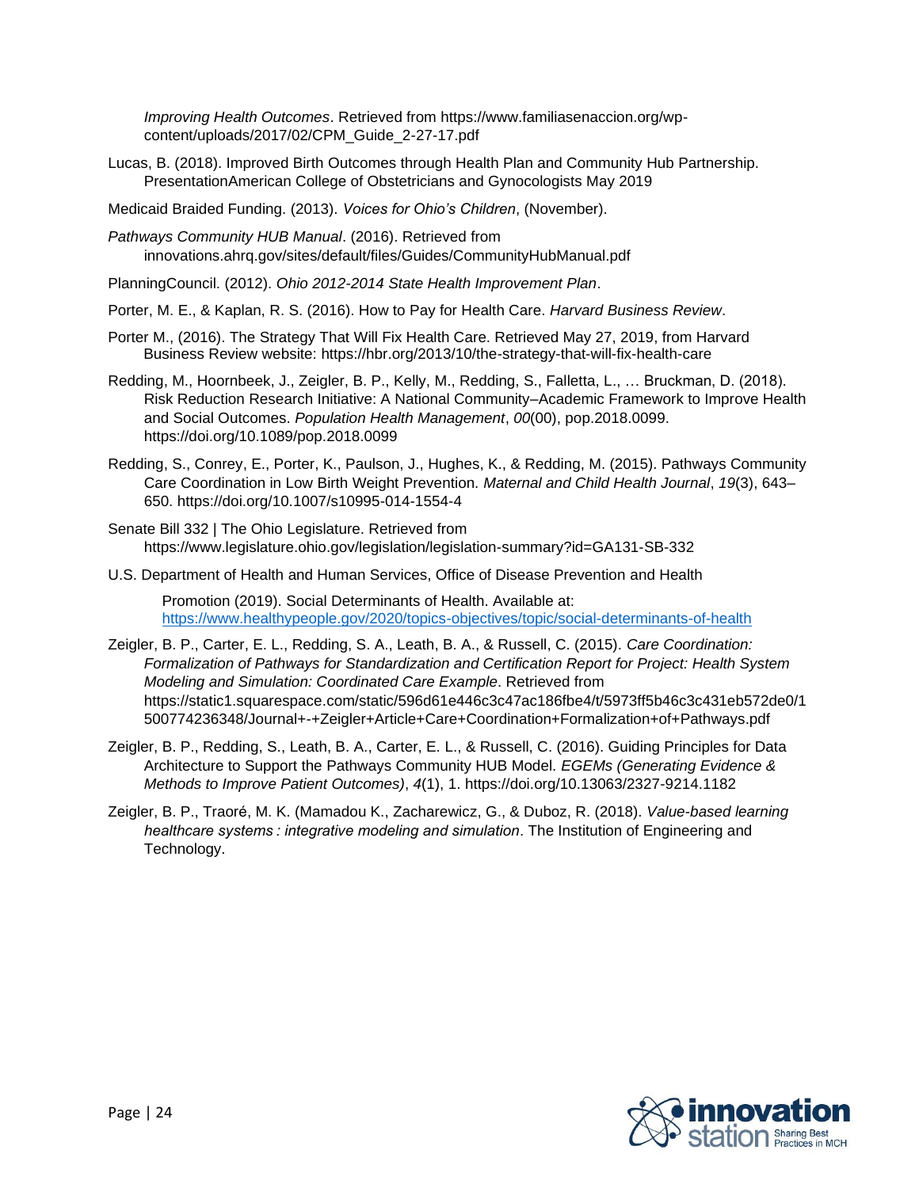*Improving Health Outcomes*. Retrieved from https://www.familiasenaccion.org/wp-content/uploads/2017/02/CPM_Guide_2-27-17.pdf

Lucas, B. (2018). Improved Birth Outcomes through Health Plan and Community Hub Partnership. PresentationAmerican College of Obstetricians and Gynocologists May 2019

Medicaid Braided Funding. (2013). *Voices for Ohio's Children*, (November).

*Pathways Community HUB Manual*. (2016). Retrieved from innovations.ahrq.gov/sites/default/files/Guides/CommunityHubManual.pdf

PlanningCouncil. (2012). *Ohio 2012-2014 State Health Improvement Plan*.

Porter, M. E., & Kaplan, R. S. (2016). How to Pay for Health Care. *Harvard Business Review*.

Porter M., (2016). The Strategy That Will Fix Health Care. Retrieved May 27, 2019, from Harvard Business Review website: https://hbr.org/2013/10/the-strategy-that-will-fix-health-care

Redding, M., Hoornbeek, J., Zeigler, B. P., Kelly, M., Redding, S., Falletta, L., … Bruckman, D. (2018). Risk Reduction Research Initiative: A National Community–Academic Framework to Improve Health and Social Outcomes. *Population Health Management*, *00*(00), pop.2018.0099. https://doi.org/10.1089/pop.2018.0099

Redding, S., Conrey, E., Porter, K., Paulson, J., Hughes, K., & Redding, M. (2015). Pathways Community Care Coordination in Low Birth Weight Prevention. *Maternal and Child Health Journal*, *19*(3), 643–650. https://doi.org/10.1007/s10995-014-1554-4

Senate Bill 332 | The Ohio Legislature. Retrieved from https://www.legislature.ohio.gov/legislation/legislation-summary?id=GA131-SB-332

U.S. Department of Health and Human Services, Office of Disease Prevention and Health Promotion (2019). Social Determinants of Health. Available at: https://www.healthypeople.gov/2020/topics-objectives/topic/social-determinants-of-health

Zeigler, B. P., Carter, E. L., Redding, S. A., Leath, B. A., & Russell, C. (2015). *Care Coordination: Formalization of Pathways for Standardization and Certification Report for Project: Health System Modeling and Simulation: Coordinated Care Example*. Retrieved from https://static1.squarespace.com/static/596d61e446c3c47ac186fbe4/t/5973ff5b46c3c431eb572de0/1500774236348/Journal+-+Zeigler+Article+Care+Coordination+Formalization+of+Pathways.pdf

Zeigler, B. P., Redding, S., Leath, B. A., Carter, E. L., & Russell, C. (2016). Guiding Principles for Data Architecture to Support the Pathways Community HUB Model. *EGEMs (Generating Evidence & Methods to Improve Patient Outcomes)*, *4*(1), 1. https://doi.org/10.13063/2327-9214.1182

Zeigler, B. P., Traoré, M. K. (Mamadou K., Zacharewicz, G., & Duboz, R. (2018). *Value-based learning healthcare systems : integrative modeling and simulation*. The Institution of Engineering and Technology.